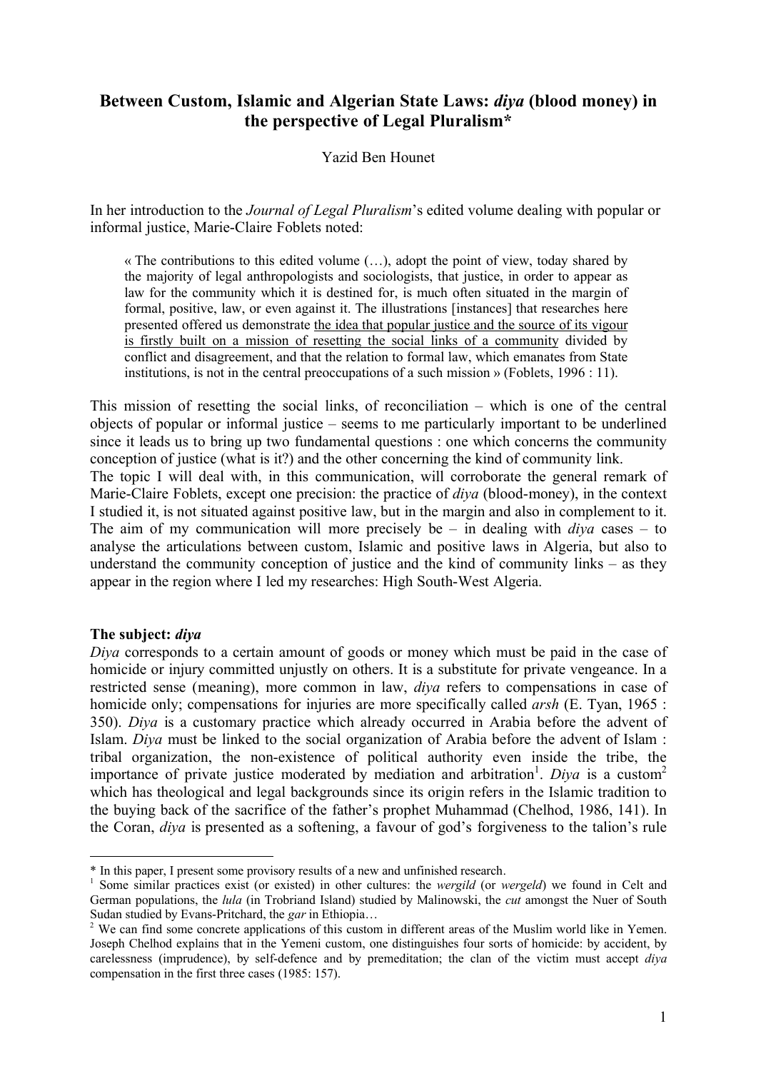# Between Custom, Islamic and Algerian State Laws: *diya* (blood money) in the perspective of Legal Pluralism*

Yazid Ben Hounet

In her introduction to the *Journal of Legal Pluralism*'s edited volume dealing with popular or informal justice, Marie-Claire Foblets noted:

> « The contributions to this edited volume (…), adopt the point of view, today shared by the majority of legal anthropologists and sociologists, that justice, in order to appear as law for the community which it is destined for, is much often situated in the margin of formal, positive, law, or even against it. The illustrations [instances] that researches here presented offered us demonstrate <u>the idea that popular justice and the source of its vigour is firstly built on a mission of resetting the social links of a community</u> divided by conflict and disagreement, and that the relation to formal law, which emanates from State institutions, is not in the central preoccupations of a such mission » (Foblets, 1996 : 11).

This mission of resetting the social links, of reconciliation – which is one of the central objects of popular or informal justice – seems to me particularly important to be underlined since it leads us to bring up two fundamental questions : one which concerns the community conception of justice (what is it?) and the other concerning the kind of community link.

The topic I will deal with, in this communication, will corroborate the general remark of Marie-Claire Foblets, except one precision: the practice of *diya* (blood-money), in the context I studied it, is not situated against positive law, but in the margin and also in complement to it. The aim of my communication will more precisely be – in dealing with *diya* cases – to analyse the articulations between custom, Islamic and positive laws in Algeria, but also to understand the community conception of justice and the kind of community links – as they appear in the region where I led my researches: High South-West Algeria.

## The subject: *diya*

*Diya* corresponds to a certain amount of goods or money which must be paid in the case of homicide or injury committed unjustly on others. It is a substitute for private vengeance. In a restricted sense (meaning), more common in law, *diya* refers to compensations in case of homicide only; compensations for injuries are more specifically called *arsh* (E. Tyan, 1965 : 350). *Diya* is a customary practice which already occurred in Arabia before the advent of Islam. *Diya* must be linked to the social organization of Arabia before the advent of Islam : tribal organization, the non-existence of political authority even inside the tribe, the importance of private justice moderated by mediation and arbitration[1]. *Diya* is a custom[2] which has theological and legal backgrounds since its origin refers in the Islamic tradition to the buying back of the sacrifice of the father's prophet Muhammad (Chelhod, 1986, 141). In the Coran, *diya* is presented as a softening, a favour of god's forgiveness to the talion's rule

---

\* In this paper, I present some provisory results of a new and unfinished research.

[1] Some similar practices exist (or existed) in other cultures: the *wergild* (or *wergeld*) we found in Celt and German populations, the *lula* (in Trobriand Island) studied by Malinowski, the *cut* amongst the Nuer of South Sudan studied by Evans-Pritchard, the *gar* in Ethiopia…

[2] We can find some concrete applications of this custom in different areas of the Muslim world like in Yemen. Joseph Chelhod explains that in the Yemeni custom, one distinguishes four sorts of homicide: by accident, by carelessness (imprudence), by self-defence and by premeditation; the clan of the victim must accept *diya* compensation in the first three cases (1985: 157).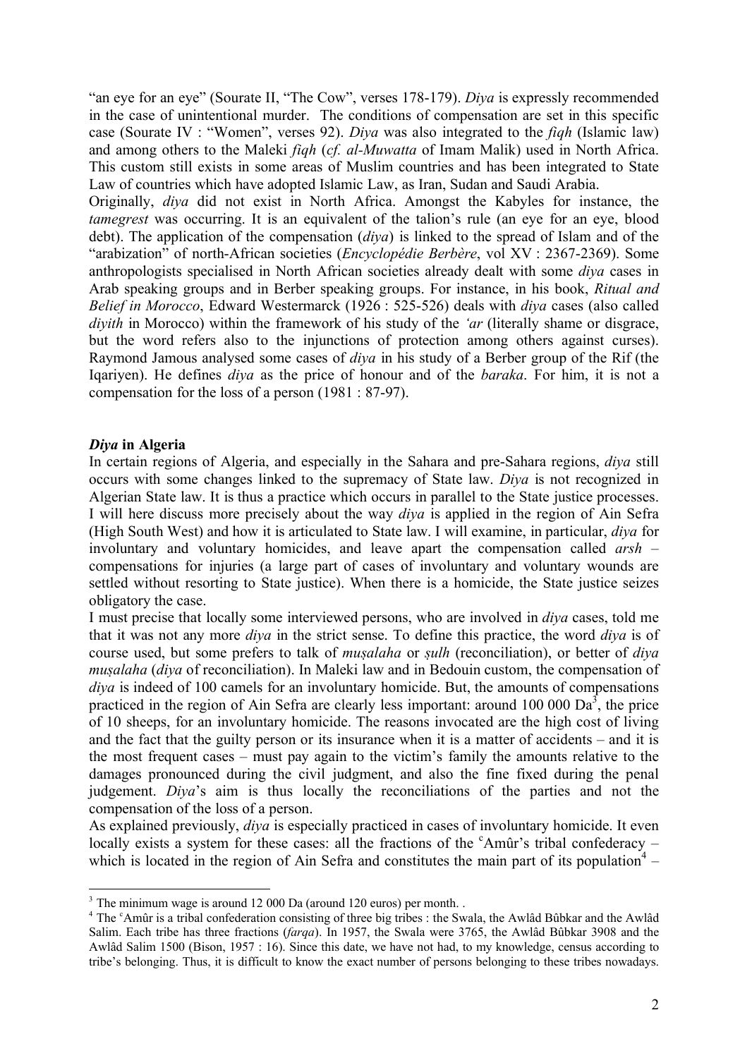"an eye for an eye" (Sourate II, "The Cow", verses 178-179). *Diya* is expressly recommended in the case of unintentional murder. The conditions of compensation are set in this specific case (Sourate IV : "Women", verses 92). *Diya* was also integrated to the *fiqh* (Islamic law) and among others to the Maleki *fiqh* (*cf. al-Muwatta* of Imam Malik) used in North Africa. This custom still exists in some areas of Muslim countries and has been integrated to State Law of countries which have adopted Islamic Law, as Iran, Sudan and Saudi Arabia.

Originally, *diya* did not exist in North Africa. Amongst the Kabyles for instance, the *tamegrest* was occurring. It is an equivalent of the talion's rule (an eye for an eye, blood debt). The application of the compensation (*diya*) is linked to the spread of Islam and of the "arabization" of north-African societies (*Encyclopédie Berbère*, vol XV : 2367-2369). Some anthropologists specialised in North African societies already dealt with some *diya* cases in Arab speaking groups and in Berber speaking groups. For instance, in his book, *Ritual and Belief in Morocco*, Edward Westermarck (1926 : 525-526) deals with *diya* cases (also called *diyith* in Morocco) within the framework of his study of the *'ar* (literally shame or disgrace, but the word refers also to the injunctions of protection among others against curses). Raymond Jamous analysed some cases of *diya* in his study of a Berber group of the Rif (the Iqariyen). He defines *diya* as the price of honour and of the *baraka*. For him, it is not a compensation for the loss of a person (1981 : 87-97).

## *Diya* in Algeria

In certain regions of Algeria, and especially in the Sahara and pre-Sahara regions, *diya* still occurs with some changes linked to the supremacy of State law. *Diya* is not recognized in Algerian State law. It is thus a practice which occurs in parallel to the State justice processes. I will here discuss more precisely about the way *diya* is applied in the region of Ain Sefra (High South West) and how it is articulated to State law. I will examine, in particular, *diya* for involuntary and voluntary homicides, and leave apart the compensation called *arsh* – compensations for injuries (a large part of cases of involuntary and voluntary wounds are settled without resorting to State justice). When there is a homicide, the State justice seizes obligatory the case.

I must precise that locally some interviewed persons, who are involved in *diya* cases, told me that it was not any more *diya* in the strict sense. To define this practice, the word *diya* is of course used, but some prefers to talk of *muṣalaha* or *ṣulh* (reconciliation), or better of *diya muṣalaha* (*diya* of reconciliation). In Maleki law and in Bedouin custom, the compensation of *diya* is indeed of 100 camels for an involuntary homicide. But, the amounts of compensations practiced in the region of Ain Sefra are clearly less important: around 100 000 Da[3], the price of 10 sheeps, for an involuntary homicide. The reasons invocated are the high cost of living and the fact that the guilty person or its insurance when it is a matter of accidents – and it is the most frequent cases – must pay again to the victim's family the amounts relative to the damages pronounced during the civil judgment, and also the fine fixed during the penal judgement. *Diya*'s aim is thus locally the reconciliations of the parties and not the compensation of the loss of a person.

As explained previously, *diya* is especially practiced in cases of involuntary homicide. It even locally exists a system for these cases: all the fractions of the ᶜAmûr's tribal confederacy – which is located in the region of Ain Sefra and constitutes the main part of its population[4] –

---

[3] The minimum wage is around 12 000 Da (around 120 euros) per month. .

[4] The ᶜAmûr is a tribal confederation consisting of three big tribes : the Swala, the Awlâd Bûbkar and the Awlâd Salim. Each tribe has three fractions (*farqa*). In 1957, the Swala were 3765, the Awlâd Bûbkar 3908 and the Awlâd Salim 1500 (Bison, 1957 : 16). Since this date, we have not had, to my knowledge, census according to tribe's belonging. Thus, it is difficult to know the exact number of persons belonging to these tribes nowadays.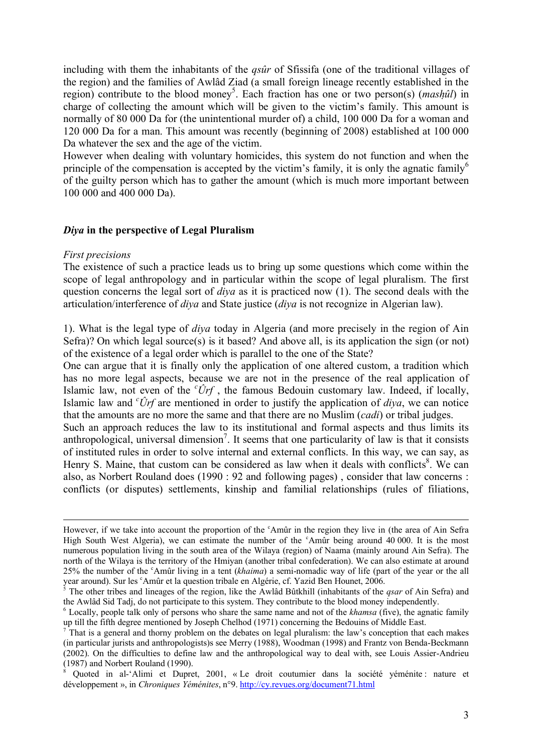including with them the inhabitants of the *qsûr* of Sfissifa (one of the traditional villages of the region) and the families of Awlâd Ziad (a small foreign lineage recently established in the region) contribute to the blood money[5]. Each fraction has one or two person(s) (*masḥûl*) in charge of collecting the amount which will be given to the victim's family. This amount is normally of 80 000 Da for (the unintentional murder of) a child, 100 000 Da for a woman and 120 000 Da for a man. This amount was recently (beginning of 2008) established at 100 000 Da whatever the sex and the age of the victim.
However when dealing with voluntary homicides, this system do not function and when the principle of the compensation is accepted by the victim's family, it is only the agnatic family[6] of the guilty person which has to gather the amount (which is much more important between 100 000 and 400 000 Da).

## *Diya* in the perspective of Legal Pluralism

*First precisions*
The existence of such a practice leads us to bring up some questions which come within the scope of legal anthropology and in particular within the scope of legal pluralism. The first question concerns the legal sort of *diya* as it is practiced now (1). The second deals with the articulation/interference of *diya* and State justice (*diya* is not recognize in Algerian law).

1). What is the legal type of *diya* today in Algeria (and more precisely in the region of Ain Sefra)? On which legal source(s) is it based? And above all, is its application the sign (or not) of the existence of a legal order which is parallel to the one of the State?
One can argue that it is finally only the application of one altered custom, a tradition which has no more legal aspects, because we are not in the presence of the real application of Islamic law, not even of the *ᶜÛrf* , the famous Bedouin customary law. Indeed, if locally, Islamic law and *ᶜÛrf* are mentioned in order to justify the application of *diya*, we can notice that the amounts are no more the same and that there are no Muslim (*cadi*) or tribal judges.
Such an approach reduces the law to its institutional and formal aspects and thus limits its anthropological, universal dimension[7]. It seems that one particularity of law is that it consists of instituted rules in order to solve internal and external conflicts. In this way, we can say, as Henry S. Maine, that custom can be considered as law when it deals with conflicts[8]. We can also, as Norbert Rouland does (1990 : 92 and following pages) , consider that law concerns : conflicts (or disputes) settlements, kinship and familial relationships (rules of filiations,

---

However, if we take into account the proportion of the ᶜAmûr in the region they live in (the area of Ain Sefra High South West Algeria), we can estimate the number of the ᶜAmûr being around 40 000. It is the most numerous population living in the south area of the Wilaya (region) of Naama (mainly around Ain Sefra). The north of the Wilaya is the territory of the Hmiyan (another tribal confederation). We can also estimate at around 25% the number of the ᶜAmûr living in a tent (*khaima*) a semi-nomadic way of life (part of the year or the all year around). Sur les ᶜAmûr et la question tribale en Algérie, cf. Yazid Ben Hounet, 2006.

[5] The other tribes and lineages of the region, like the Awlâd Bûtkhill (inhabitants of the *qsar* of Ain Sefra) and the Awlâd Sid Tadj, do not participate to this system. They contribute to the blood money independently.

[6] Locally, people talk only of persons who share the same name and not of the *khamsa* (five), the agnatic family up till the fifth degree mentioned by Joseph Chelhod (1971) concerning the Bedouins of Middle East.

[7] That is a general and thorny problem on the debates on legal pluralism: the law's conception that each makes (in particular jurists and anthropologists)s see Merry (1988), Woodman (1998) and Frantz von Benda-Beckmann (2002). On the difficulties to define law and the anthropological way to deal with, see Louis Assier-Andrieu (1987) and Norbert Rouland (1990).

[8] Quoted in al-'Alimi et Dupret, 2001, « Le droit coutumier dans la société yéménite : nature et développement », in *Chroniques Yéménites*, n°9. http://cy.revues.org/document71.html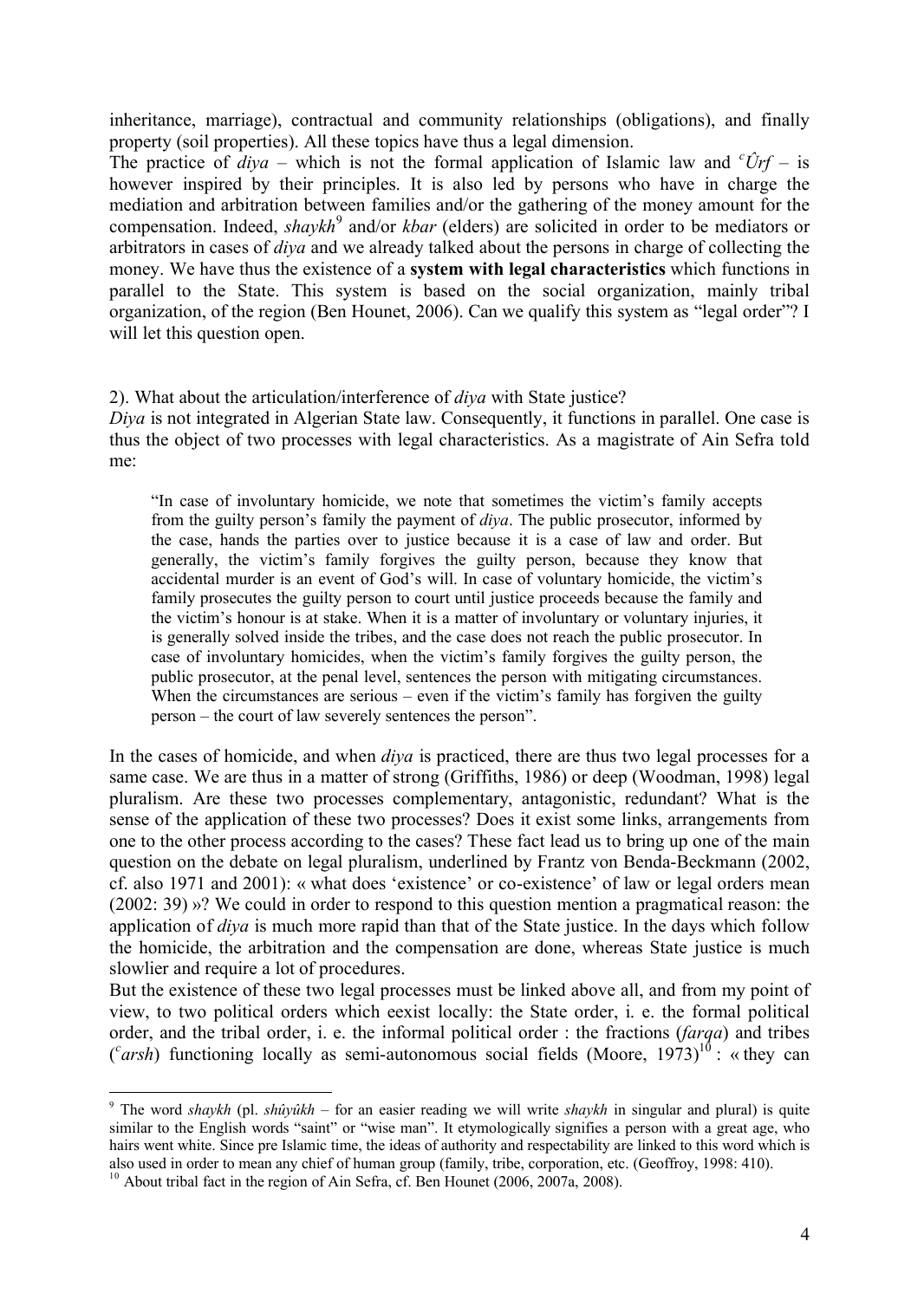inheritance, marriage), contractual and community relationships (obligations), and finally property (soil properties). All these topics have thus a legal dimension.

The practice of *diya* – which is not the formal application of Islamic law and *ᶜÛrf* – is however inspired by their principles. It is also led by persons who have in charge the mediation and arbitration between families and/or the gathering of the money amount for the compensation. Indeed, *shaykh*[9] and/or *kbar* (elders) are solicited in order to be mediators or arbitrators in cases of *diya* and we already talked about the persons in charge of collecting the money. We have thus the existence of a **system with legal characteristics** which functions in parallel to the State. This system is based on the social organization, mainly tribal organization, of the region (Ben Hounet, 2006). Can we qualify this system as "legal order"? I will let this question open.

2). What about the articulation/interference of *diya* with State justice?

*Diya* is not integrated in Algerian State law. Consequently, it functions in parallel. One case is thus the object of two processes with legal characteristics. As a magistrate of Ain Sefra told me:

> "In case of involuntary homicide, we note that sometimes the victim's family accepts from the guilty person's family the payment of *diya*. The public prosecutor, informed by the case, hands the parties over to justice because it is a case of law and order. But generally, the victim's family forgives the guilty person, because they know that accidental murder is an event of God's will. In case of voluntary homicide, the victim's family prosecutes the guilty person to court until justice proceeds because the family and the victim's honour is at stake. When it is a matter of involuntary or voluntary injuries, it is generally solved inside the tribes, and the case does not reach the public prosecutor. In case of involuntary homicides, when the victim's family forgives the guilty person, the public prosecutor, at the penal level, sentences the person with mitigating circumstances. When the circumstances are serious – even if the victim's family has forgiven the guilty person – the court of law severely sentences the person".

In the cases of homicide, and when *diya* is practiced, there are thus two legal processes for a same case. We are thus in a matter of strong (Griffiths, 1986) or deep (Woodman, 1998) legal pluralism. Are these two processes complementary, antagonistic, redundant? What is the sense of the application of these two processes? Does it exist some links, arrangements from one to the other process according to the cases? These fact lead us to bring up one of the main question on the debate on legal pluralism, underlined by Frantz von Benda-Beckmann (2002, cf. also 1971 and 2001): « what does 'existence' or co-existence' of law or legal orders mean (2002: 39) »? We could in order to respond to this question mention a pragmatical reason: the application of *diya* is much more rapid than that of the State justice. In the days which follow the homicide, the arbitration and the compensation are done, whereas State justice is much slowlier and require a lot of procedures.

But the existence of these two legal processes must be linked above all, and from my point of view, to two political orders which eexist locally: the State order, i. e. the formal political order, and the tribal order, i. e. the informal political order : the fractions (*farqa*) and tribes (*ᶜarsh*) functioning locally as semi-autonomous social fields (Moore, 1973)[10] : « they can

---

[9] The word *shaykh* (pl. *shûyûkh* – for an easier reading we will write *shaykh* in singular and plural) is quite similar to the English words "saint" or "wise man". It etymologically signifies a person with a great age, who hairs went white. Since pre Islamic time, the ideas of authority and respectability are linked to this word which is also used in order to mean any chief of human group (family, tribe, corporation, etc. (Geoffroy, 1998: 410).

[10] About tribal fact in the region of Ain Sefra, cf. Ben Hounet (2006, 2007a, 2008).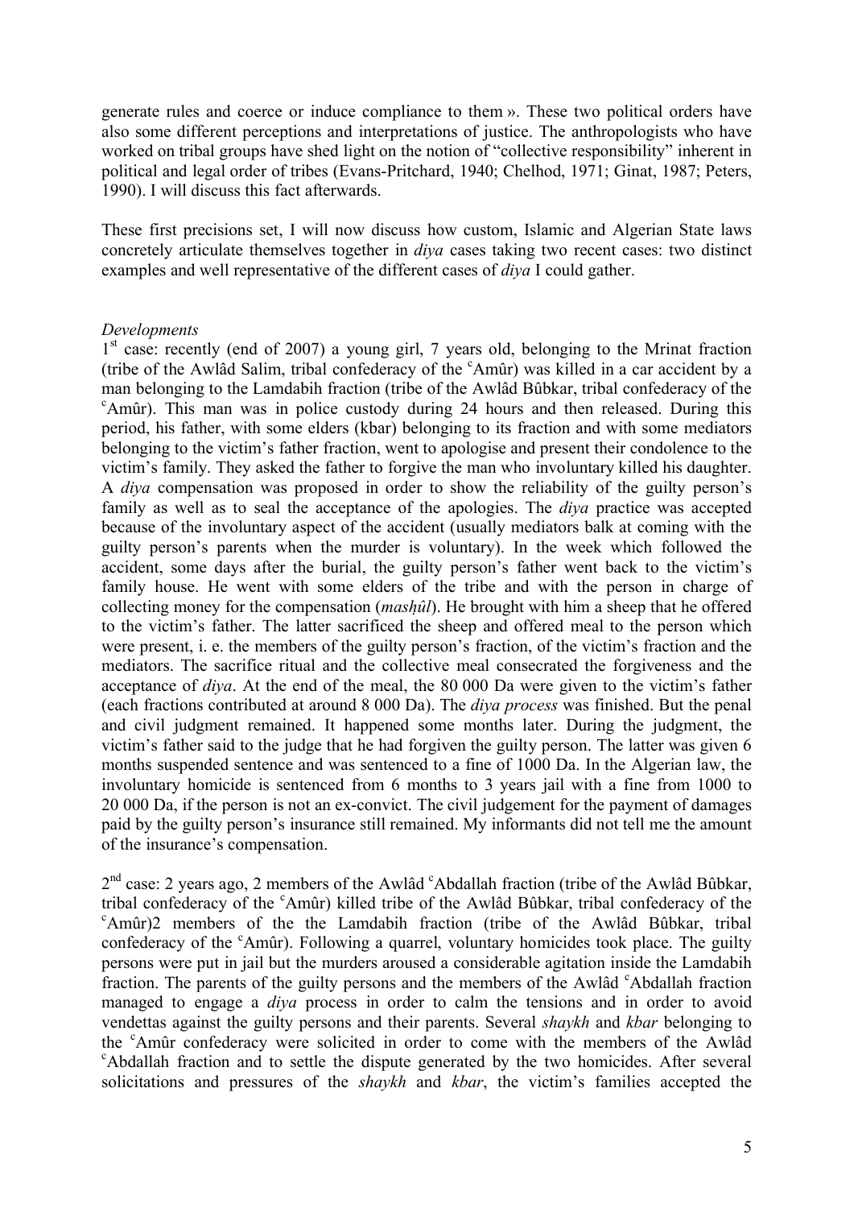generate rules and coerce or induce compliance to them ». These two political orders have also some different perceptions and interpretations of justice. The anthropologists who have worked on tribal groups have shed light on the notion of "collective responsibility" inherent in political and legal order of tribes (Evans-Pritchard, 1940; Chelhod, 1971; Ginat, 1987; Peters, 1990). I will discuss this fact afterwards.

These first precisions set, I will now discuss how custom, Islamic and Algerian State laws concretely articulate themselves together in *diya* cases taking two recent cases: two distinct examples and well representative of the different cases of *diya* I could gather.

*Developments*

1st case: recently (end of 2007) a young girl, 7 years old, belonging to the Mrinat fraction (tribe of the Awlâd Salim, tribal confederacy of the ᶜAmûr) was killed in a car accident by a man belonging to the Lamdabih fraction (tribe of the Awlâd Bûbkar, tribal confederacy of the ᶜAmûr). This man was in police custody during 24 hours and then released. During this period, his father, with some elders (kbar) belonging to its fraction and with some mediators belonging to the victim's father fraction, went to apologise and present their condolence to the victim's family. They asked the father to forgive the man who involuntary killed his daughter. A *diya* compensation was proposed in order to show the reliability of the guilty person's family as well as to seal the acceptance of the apologies. The *diya* practice was accepted because of the involuntary aspect of the accident (usually mediators balk at coming with the guilty person's parents when the murder is voluntary). In the week which followed the accident, some days after the burial, the guilty person's father went back to the victim's family house. He went with some elders of the tribe and with the person in charge of collecting money for the compensation (*masḥûl*). He brought with him a sheep that he offered to the victim's father. The latter sacrificed the sheep and offered meal to the person which were present, i. e. the members of the guilty person's fraction, of the victim's fraction and the mediators. The sacrifice ritual and the collective meal consecrated the forgiveness and the acceptance of *diya*. At the end of the meal, the 80 000 Da were given to the victim's father (each fractions contributed at around 8 000 Da). The *diya process* was finished. But the penal and civil judgment remained. It happened some months later. During the judgment, the victim's father said to the judge that he had forgiven the guilty person. The latter was given 6 months suspended sentence and was sentenced to a fine of 1000 Da. In the Algerian law, the involuntary homicide is sentenced from 6 months to 3 years jail with a fine from 1000 to 20 000 Da, if the person is not an ex-convict. The civil judgement for the payment of damages paid by the guilty person's insurance still remained. My informants did not tell me the amount of the insurance's compensation.

2nd case: 2 years ago, 2 members of the Awlâd ᶜAbdallah fraction (tribe of the Awlâd Bûbkar, tribal confederacy of the ᶜAmûr) killed tribe of the Awlâd Bûbkar, tribal confederacy of the ᶜAmûr)2 members of the the Lamdabih fraction (tribe of the Awlâd Bûbkar, tribal confederacy of the ᶜAmûr). Following a quarrel, voluntary homicides took place. The guilty persons were put in jail but the murders aroused a considerable agitation inside the Lamdabih fraction. The parents of the guilty persons and the members of the Awlâd ᶜAbdallah fraction managed to engage a *diya* process in order to calm the tensions and in order to avoid vendettas against the guilty persons and their parents. Several *shaykh* and *kbar* belonging to the ᶜAmûr confederacy were solicited in order to come with the members of the Awlâd ᶜAbdallah fraction and to settle the dispute generated by the two homicides. After several solicitations and pressures of the *shaykh* and *kbar*, the victim's families accepted the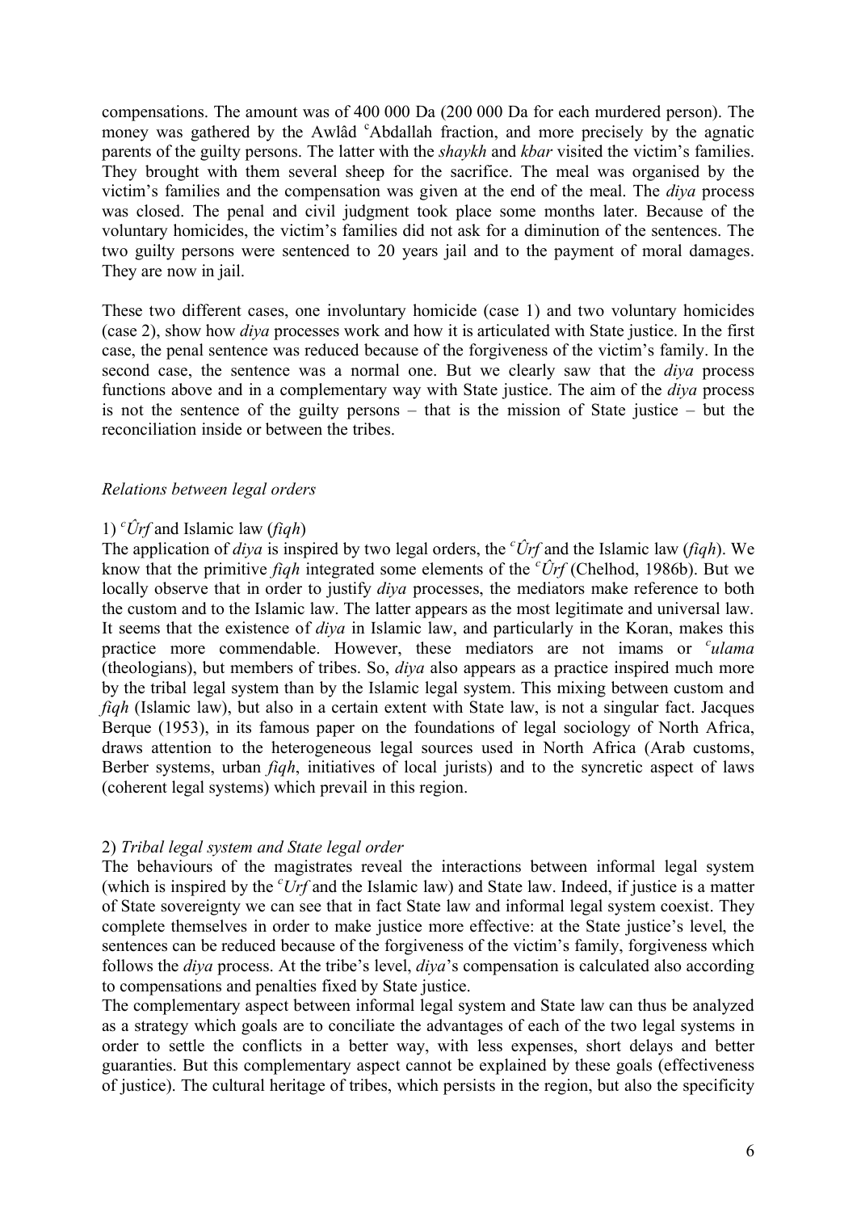compensations. The amount was of 400 000 Da (200 000 Da for each murdered person). The money was gathered by the Awlâd [c]Abdallah fraction, and more precisely by the agnatic parents of the guilty persons. The latter with the *shaykh* and *kbar* visited the victim's families. They brought with them several sheep for the sacrifice. The meal was organised by the victim's families and the compensation was given at the end of the meal. The *diya* process was closed. The penal and civil judgment took place some months later. Because of the voluntary homicides, the victim's families did not ask for a diminution of the sentences. The two guilty persons were sentenced to 20 years jail and to the payment of moral damages. They are now in jail.

These two different cases, one involuntary homicide (case 1) and two voluntary homicides (case 2), show how *diya* processes work and how it is articulated with State justice. In the first case, the penal sentence was reduced because of the forgiveness of the victim's family. In the second case, the sentence was a normal one. But we clearly saw that the *diya* process functions above and in a complementary way with State justice. The aim of the *diya* process is not the sentence of the guilty persons – that is the mission of State justice – but the reconciliation inside or between the tribes.

*Relations between legal orders*

1) *[c]Ûrf* and Islamic law (*fiqh*)

The application of *diya* is inspired by two legal orders, the *[c]Ûrf* and the Islamic law (*fiqh*). We know that the primitive *fiqh* integrated some elements of the *[c]Ûrf* (Chelhod, 1986b). But we locally observe that in order to justify *diya* processes, the mediators make reference to both the custom and to the Islamic law. The latter appears as the most legitimate and universal law. It seems that the existence of *diya* in Islamic law, and particularly in the Koran, makes this practice more commendable. However, these mediators are not imams or *[c]ulama* (theologians), but members of tribes. So, *diya* also appears as a practice inspired much more by the tribal legal system than by the Islamic legal system. This mixing between custom and *fiqh* (Islamic law), but also in a certain extent with State law, is not a singular fact. Jacques Berque (1953), in its famous paper on the foundations of legal sociology of North Africa, draws attention to the heterogeneous legal sources used in North Africa (Arab customs, Berber systems, urban *fiqh*, initiatives of local jurists) and to the syncretic aspect of laws (coherent legal systems) which prevail in this region.

2) *Tribal legal system and State legal order*

The behaviours of the magistrates reveal the interactions between informal legal system (which is inspired by the *[c]Urf* and the Islamic law) and State law. Indeed, if justice is a matter of State sovereignty we can see that in fact State law and informal legal system coexist. They complete themselves in order to make justice more effective: at the State justice's level, the sentences can be reduced because of the forgiveness of the victim's family, forgiveness which follows the *diya* process. At the tribe's level, *diya*'s compensation is calculated also according to compensations and penalties fixed by State justice.

The complementary aspect between informal legal system and State law can thus be analyzed as a strategy which goals are to conciliate the advantages of each of the two legal systems in order to settle the conflicts in a better way, with less expenses, short delays and better guaranties. But this complementary aspect cannot be explained by these goals (effectiveness of justice). The cultural heritage of tribes, which persists in the region, but also the specificity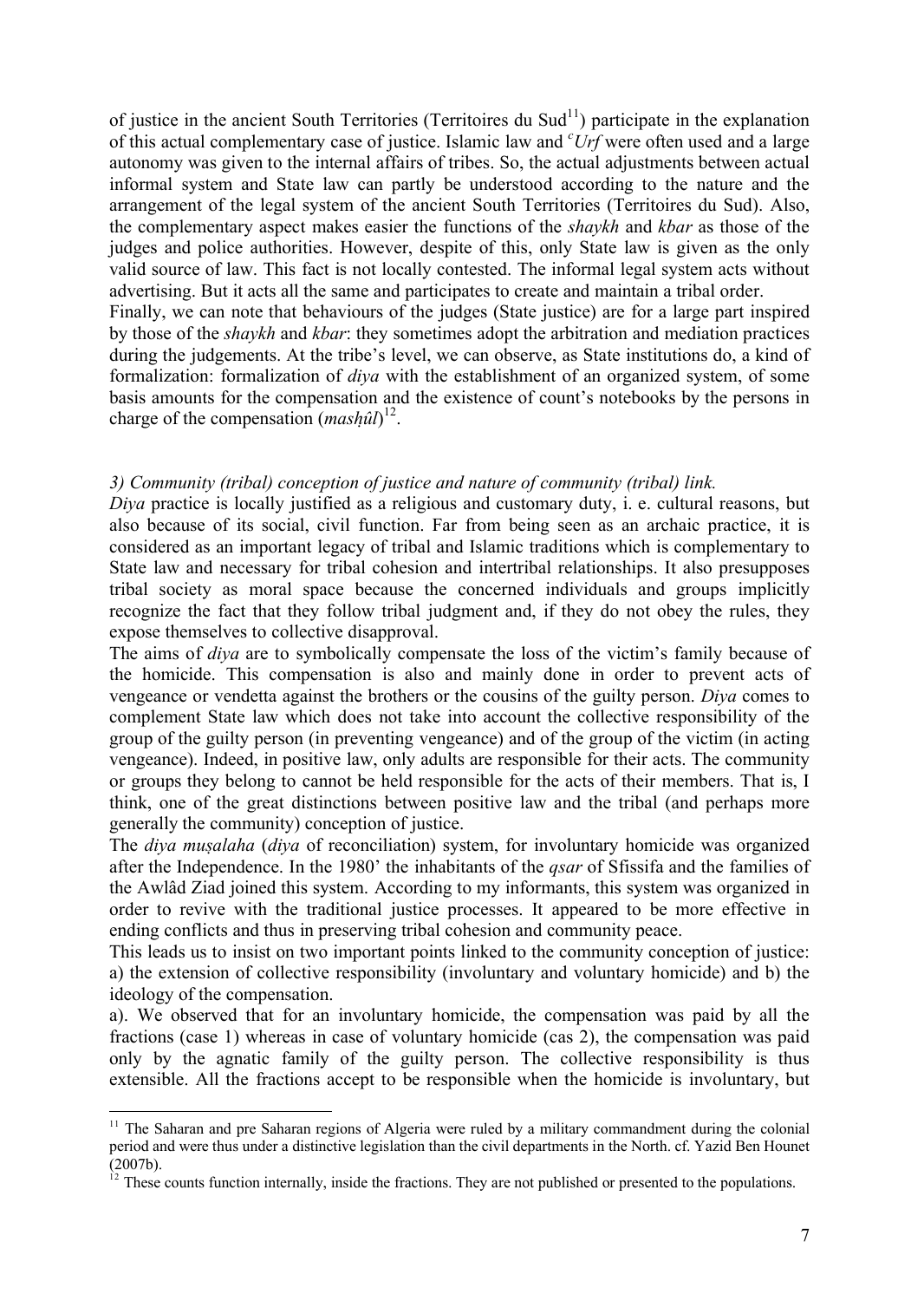of justice in the ancient South Territories (Territoires du Sud[11]) participate in the explanation of this actual complementary case of justice. Islamic law and *ᶜUrf* were often used and a large autonomy was given to the internal affairs of tribes. So, the actual adjustments between actual informal system and State law can partly be understood according to the nature and the arrangement of the legal system of the ancient South Territories (Territoires du Sud). Also, the complementary aspect makes easier the functions of the *shaykh* and *kbar* as those of the judges and police authorities. However, despite of this, only State law is given as the only valid source of law. This fact is not locally contested. The informal legal system acts without advertising. But it acts all the same and participates to create and maintain a tribal order.
Finally, we can note that behaviours of the judges (State justice) are for a large part inspired by those of the *shaykh* and *kbar*: they sometimes adopt the arbitration and mediation practices during the judgements. At the tribe's level, we can observe, as State institutions do, a kind of formalization: formalization of *diya* with the establishment of an organized system, of some basis amounts for the compensation and the existence of count's notebooks by the persons in charge of the compensation (*masḥûl*)[12].

### *3) Community (tribal) conception of justice and nature of community (tribal) link.*

*Diya* practice is locally justified as a religious and customary duty, i. e. cultural reasons, but also because of its social, civil function. Far from being seen as an archaic practice, it is considered as an important legacy of tribal and Islamic traditions which is complementary to State law and necessary for tribal cohesion and intertribal relationships. It also presupposes tribal society as moral space because the concerned individuals and groups implicitly recognize the fact that they follow tribal judgment and, if they do not obey the rules, they expose themselves to collective disapproval.
The aims of *diya* are to symbolically compensate the loss of the victim's family because of the homicide. This compensation is also and mainly done in order to prevent acts of vengeance or vendetta against the brothers or the cousins of the guilty person. *Diya* comes to complement State law which does not take into account the collective responsibility of the group of the guilty person (in preventing vengeance) and of the group of the victim (in acting vengeance). Indeed, in positive law, only adults are responsible for their acts. The community or groups they belong to cannot be held responsible for the acts of their members. That is, I think, one of the great distinctions between positive law and the tribal (and perhaps more generally the community) conception of justice.
The *diya muṣalaha* (*diya* of reconciliation) system, for involuntary homicide was organized after the Independence. In the 1980' the inhabitants of the *qsar* of Sfissifa and the families of the Awlâd Ziad joined this system. According to my informants, this system was organized in order to revive with the traditional justice processes. It appeared to be more effective in ending conflicts and thus in preserving tribal cohesion and community peace.
This leads us to insist on two important points linked to the community conception of justice: a) the extension of collective responsibility (involuntary and voluntary homicide) and b) the ideology of the compensation.
a). We observed that for an involuntary homicide, the compensation was paid by all the fractions (case 1) whereas in case of voluntary homicide (cas 2), the compensation was paid only by the agnatic family of the guilty person. The collective responsibility is thus extensible. All the fractions accept to be responsible when the homicide is involuntary, but

[11] The Saharan and pre Saharan regions of Algeria were ruled by a military commandment during the colonial period and were thus under a distinctive legislation than the civil departments in the North. cf. Yazid Ben Hounet (2007b).

[12] These counts function internally, inside the fractions. They are not published or presented to the populations.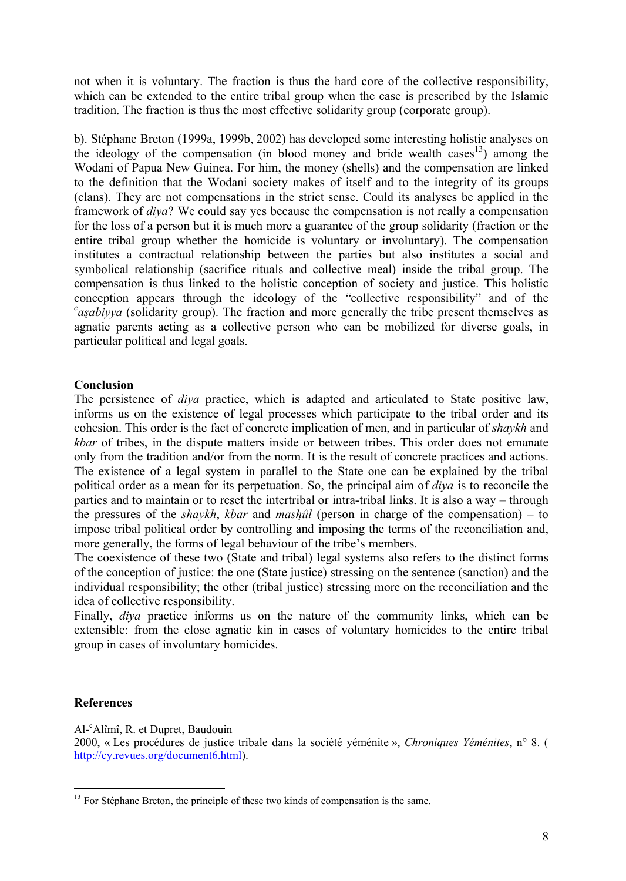not when it is voluntary. The fraction is thus the hard core of the collective responsibility, which can be extended to the entire tribal group when the case is prescribed by the Islamic tradition. The fraction is thus the most effective solidarity group (corporate group).

b). Stéphane Breton (1999a, 1999b, 2002) has developed some interesting holistic analyses on the ideology of the compensation (in blood money and bride wealth cases[13]) among the Wodani of Papua New Guinea. For him, the money (shells) and the compensation are linked to the definition that the Wodani society makes of itself and to the integrity of its groups (clans). They are not compensations in the strict sense. Could its analyses be applied in the framework of *diya*? We could say yes because the compensation is not really a compensation for the loss of a person but it is much more a guarantee of the group solidarity (fraction or the entire tribal group whether the homicide is voluntary or involuntary). The compensation institutes a contractual relationship between the parties but also institutes a social and symbolical relationship (sacrifice rituals and collective meal) inside the tribal group. The compensation is thus linked to the holistic conception of society and justice. This holistic conception appears through the ideology of the "collective responsibility" and of the *ᶜaṣabiyya* (solidarity group). The fraction and more generally the tribe present themselves as agnatic parents acting as a collective person who can be mobilized for diverse goals, in particular political and legal goals.

## Conclusion

The persistence of *diya* practice, which is adapted and articulated to State positive law, informs us on the existence of legal processes which participate to the tribal order and its cohesion. This order is the fact of concrete implication of men, and in particular of *shaykh* and *kbar* of tribes, in the dispute matters inside or between tribes. This order does not emanate only from the tradition and/or from the norm. It is the result of concrete practices and actions. The existence of a legal system in parallel to the State one can be explained by the tribal political order as a mean for its perpetuation. So, the principal aim of *diya* is to reconcile the parties and to maintain or to reset the intertribal or intra-tribal links. It is also a way – through the pressures of the *shaykh*, *kbar* and *masḥûl* (person in charge of the compensation) – to impose tribal political order by controlling and imposing the terms of the reconciliation and, more generally, the forms of legal behaviour of the tribe's members.

The coexistence of these two (State and tribal) legal systems also refers to the distinct forms of the conception of justice: the one (State justice) stressing on the sentence (sanction) and the individual responsibility; the other (tribal justice) stressing more on the reconciliation and the idea of collective responsibility.

Finally, *diya* practice informs us on the nature of the community links, which can be extensible: from the close agnatic kin in cases of voluntary homicides to the entire tribal group in cases of involuntary homicides.

## References

Al-ᶜAlîmî, R. et Dupret, Baudouin
2000, « Les procédures de justice tribale dans la société yéménite », *Chroniques Yéménites*, n° 8. ( http://cy.revues.org/document6.html).

[13] For Stéphane Breton, the principle of these two kinds of compensation is the same.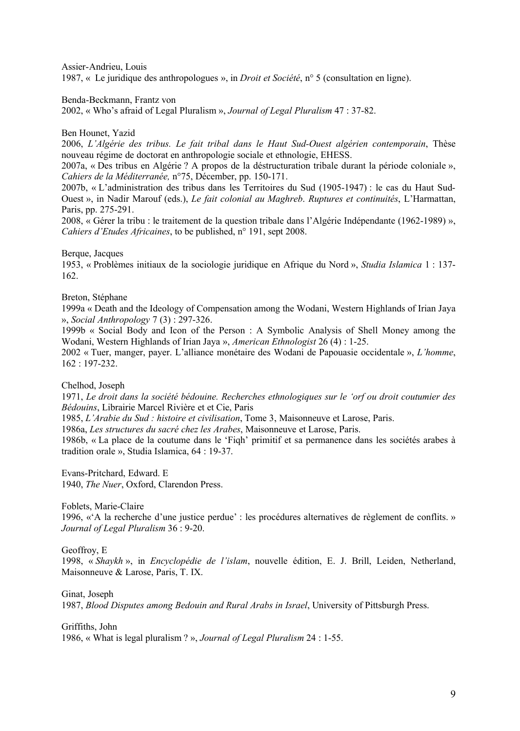Assier-Andrieu, Louis
1987, « Le juridique des anthropologues », in *Droit et Société*, n° 5 (consultation en ligne).

Benda-Beckmann, Frantz von
2002, « Who's afraid of Legal Pluralism », *Journal of Legal Pluralism* 47 : 37-82.

Ben Hounet, Yazid
2006, *L'Algérie des tribus. Le fait tribal dans le Haut Sud-Ouest algérien contemporain*, Thèse nouveau régime de doctorat en anthropologie sociale et ethnologie, EHESS.
2007a, « Des tribus en Algérie ? A propos de la déstructuration tribale durant la période coloniale », *Cahiers de la Méditerranée,* n°75, Décember, pp. 150-171.
2007b, « L'administration des tribus dans les Territoires du Sud (1905-1947) : le cas du Haut Sud-Ouest », in Nadir Marouf (eds.), *Le fait colonial au Maghreb*. *Ruptures et continuités*, L'Harmattan, Paris, pp. 275-291.
2008, « Gérer la tribu : le traitement de la question tribale dans l'Algérie Indépendante (1962-1989) », *Cahiers d'Etudes Africaines*, to be published, n° 191, sept 2008.

Berque, Jacques
1953, « Problèmes initiaux de la sociologie juridique en Afrique du Nord », *Studia Islamica* 1 : 137-162.

Breton, Stéphane
1999a « Death and the Ideology of Compensation among the Wodani, Western Highlands of Irian Jaya », *Social Anthropology* 7 (3) : 297-326.
1999b « Social Body and Icon of the Person : A Symbolic Analysis of Shell Money among the Wodani, Western Highlands of Irian Jaya », *American Ethnologist* 26 (4) : 1-25.
2002 « Tuer, manger, payer. L'alliance monétaire des Wodani de Papouasie occidentale », *L'homme*, 162 : 197-232.

Chelhod, Joseph
1971, *Le droit dans la société bédouine. Recherches ethnologiques sur le 'orf ou droit coutumier des Bédouins*, Librairie Marcel Rivière et et Cie, Paris
1985, *L'Arabie du Sud : histoire et civilisation*, Tome 3, Maisonneuve et Larose, Paris.
1986a, *Les structures du sacré chez les Arabes*, Maisonneuve et Larose, Paris.
1986b, « La place de la coutume dans le 'Fiqh' primitif et sa permanence dans les sociétés arabes à tradition orale », Studia Islamica, 64 : 19-37.

Evans-Pritchard, Edward. E
1940, *The Nuer*, Oxford, Clarendon Press.

Foblets, Marie-Claire
1996, «'A la recherche d'une justice perdue' : les procédures alternatives de règlement de conflits. » *Journal of Legal Pluralism* 36 : 9-20.

Geoffroy, E
1998, « *Shaykh* », in *Encyclopédie de l'islam*, nouvelle édition, E. J. Brill, Leiden, Netherland, Maisonneuve & Larose, Paris, T. IX.

Ginat, Joseph
1987, *Blood Disputes among Bedouin and Rural Arabs in Israel*, University of Pittsburgh Press.

Griffiths, John
1986, « What is legal pluralism ? », *Journal of Legal Pluralism* 24 : 1-55.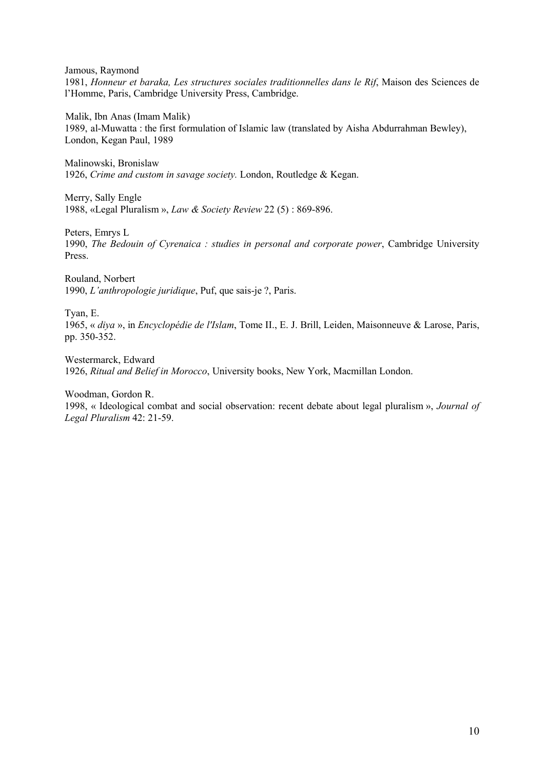Jamous, Raymond
1981, *Honneur et baraka, Les structures sociales traditionnelles dans le Rif*, Maison des Sciences de l'Homme, Paris, Cambridge University Press, Cambridge.

Malik, Ibn Anas (Imam Malik)
1989, al-Muwatta : the first formulation of Islamic law (translated by Aisha Abdurrahman Bewley), London, Kegan Paul, 1989

Malinowski, Bronislaw
1926, *Crime and custom in savage society.* London, Routledge & Kegan.

Merry, Sally Engle
1988, «Legal Pluralism », *Law & Society Review* 22 (5) : 869-896.

Peters, Emrys L
1990, *The Bedouin of Cyrenaica : studies in personal and corporate power*, Cambridge University Press.

Rouland, Norbert
1990, *L'anthropologie juridique*, Puf, que sais-je ?, Paris.

Tyan, E.
1965, « *diya* », in *Encyclopédie de l'Islam*, Tome II., E. J. Brill, Leiden, Maisonneuve & Larose, Paris, pp. 350-352.

Westermarck, Edward
1926, *Ritual and Belief in Morocco*, University books, New York, Macmillan London.

Woodman, Gordon R.
1998, « Ideological combat and social observation: recent debate about legal pluralism », *Journal of Legal Pluralism* 42: 21-59.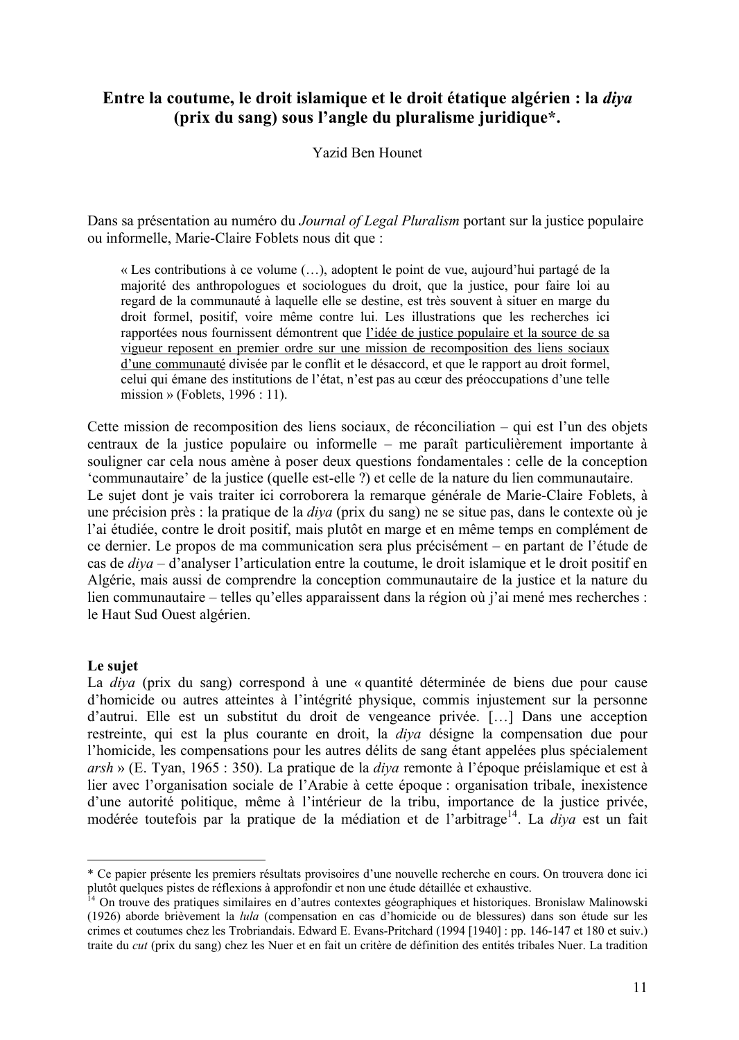# Entre la coutume, le droit islamique et le droit étatique algérien : la *diya* (prix du sang) sous l'angle du pluralisme juridique*.

Yazid Ben Hounet

Dans sa présentation au numéro du *Journal of Legal Pluralism* portant sur la justice populaire ou informelle, Marie-Claire Foblets nous dit que :

> « Les contributions à ce volume (…), adoptent le point de vue, aujourd'hui partagé de la majorité des anthropologues et sociologues du droit, que la justice, pour faire loi au regard de la communauté à laquelle elle se destine, est très souvent à situer en marge du droit formel, positif, voire même contre lui. Les illustrations que les recherches ici rapportées nous fournissent démontrent que <u>l'idée de justice populaire et la source de sa vigueur reposent en premier ordre sur une mission de recomposition des liens sociaux d'une communauté</u> divisée par le conflit et le désaccord, et que le rapport au droit formel, celui qui émane des institutions de l'état, n'est pas au cœur des préoccupations d'une telle mission » (Foblets, 1996 : 11).

Cette mission de recomposition des liens sociaux, de réconciliation – qui est l'un des objets centraux de la justice populaire ou informelle – me paraît particulièrement importante à souligner car cela nous amène à poser deux questions fondamentales : celle de la conception 'communautaire' de la justice (quelle est-elle ?) et celle de la nature du lien communautaire.
Le sujet dont je vais traiter ici corroborera la remarque générale de Marie-Claire Foblets, à une précision près : la pratique de la *diya* (prix du sang) ne se situe pas, dans le contexte où je l'ai étudiée, contre le droit positif, mais plutôt en marge et en même temps en complément de ce dernier. Le propos de ma communication sera plus précisément – en partant de l'étude de cas de *diya* – d'analyser l'articulation entre la coutume, le droit islamique et le droit positif en Algérie, mais aussi de comprendre la conception communautaire de la justice et la nature du lien communautaire – telles qu'elles apparaissent dans la région où j'ai mené mes recherches : le Haut Sud Ouest algérien.

**Le sujet**

La *diya* (prix du sang) correspond à une « quantité déterminée de biens due pour cause d'homicide ou autres atteintes à l'intégrité physique, commis injustement sur la personne d'autrui. Elle est un substitut du droit de vengeance privée. […] Dans une acception restreinte, qui est la plus courante en droit, la *diya* désigne la compensation due pour l'homicide, les compensations pour les autres délits de sang étant appelées plus spécialement *arsh* » (E. Tyan, 1965 : 350). La pratique de la *diya* remonte à l'époque préislamique et est à lier avec l'organisation sociale de l'Arabie à cette époque : organisation tribale, inexistence d'une autorité politique, même à l'intérieur de la tribu, importance de la justice privée, modérée toutefois par la pratique de la médiation et de l'arbitrage[14]. La *diya* est un fait

---

\* Ce papier présente les premiers résultats provisoires d'une nouvelle recherche en cours. On trouvera donc ici plutôt quelques pistes de réflexions à approfondir et non une étude détaillée et exhaustive.

[14] On trouve des pratiques similaires en d'autres contextes géographiques et historiques. Bronislaw Malinowski (1926) aborde brièvement la *lula* (compensation en cas d'homicide ou de blessures) dans son étude sur les crimes et coutumes chez les Trobriandais. Edward E. Evans-Pritchard (1994 [1940] : pp. 146-147 et 180 et suiv.) traite du *cut* (prix du sang) chez les Nuer et en fait un critère de définition des entités tribales Nuer. La tradition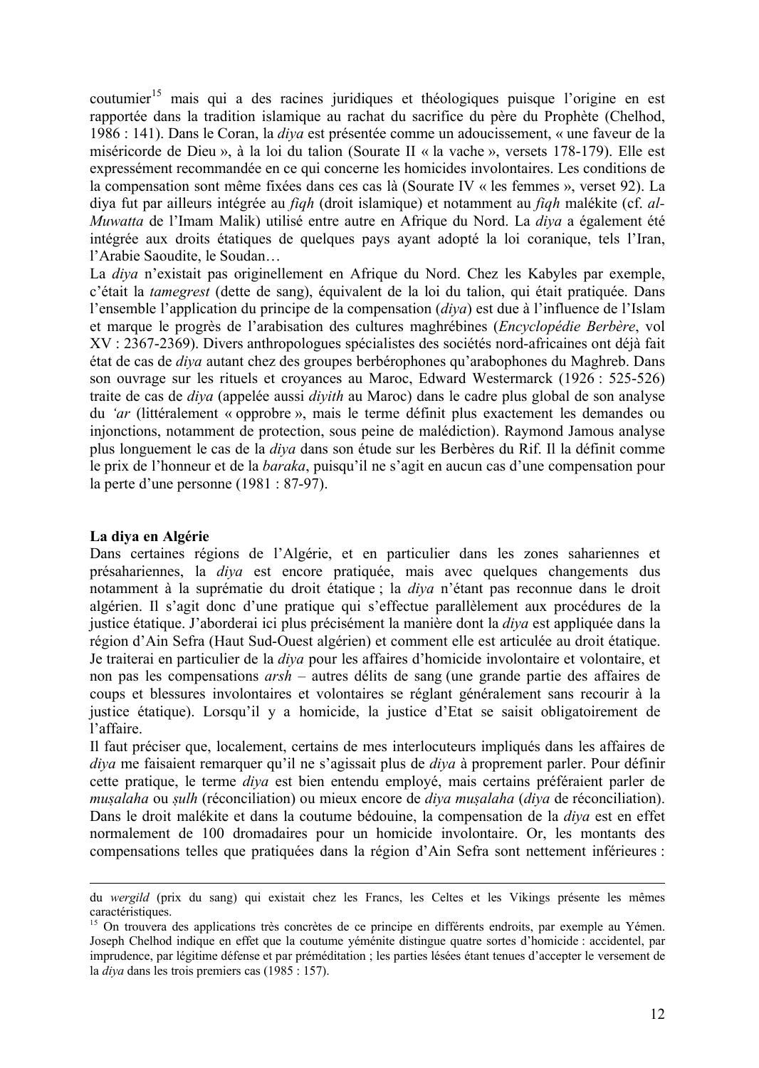coutumier[15] mais qui a des racines juridiques et théologiques puisque l'origine en est rapportée dans la tradition islamique au rachat du sacrifice du père du Prophète (Chelhod, 1986 : 141). Dans le Coran, la *diya* est présentée comme un adoucissement, « une faveur de la miséricorde de Dieu », à la loi du talion (Sourate II « la vache », versets 178-179). Elle est expressément recommandée en ce qui concerne les homicides involontaires. Les conditions de la compensation sont même fixées dans ces cas là (Sourate IV « les femmes », verset 92). La diya fut par ailleurs intégrée au *fiqh* (droit islamique) et notamment au *fiqh* malékite (cf. *al-Muwatta* de l'Imam Malik) utilisé entre autre en Afrique du Nord. La *diya* a également été intégrée aux droits étatiques de quelques pays ayant adopté la loi coranique, tels l'Iran, l'Arabie Saoudite, le Soudan…

La *diya* n'existait pas originellement en Afrique du Nord. Chez les Kabyles par exemple, c'était la *tamegrest* (dette de sang), équivalent de la loi du talion, qui était pratiquée. Dans l'ensemble l'application du principe de la compensation (*diya*) est due à l'influence de l'Islam et marque le progrès de l'arabisation des cultures maghrébines (*Encyclopédie Berbère*, vol XV : 2367-2369). Divers anthropologues spécialistes des sociétés nord-africaines ont déjà fait état de cas de *diya* autant chez des groupes berbérophones qu'arabophones du Maghreb. Dans son ouvrage sur les rituels et croyances au Maroc, Edward Westermarck (1926 : 525-526) traite de cas de *diya* (appelée aussi *diyith* au Maroc) dans le cadre plus global de son analyse du *'ar* (littéralement « opprobre », mais le terme définit plus exactement les demandes ou injonctions, notamment de protection, sous peine de malédiction). Raymond Jamous analyse plus longuement le cas de la *diya* dans son étude sur les Berbères du Rif. Il la définit comme le prix de l'honneur et de la *baraka*, puisqu'il ne s'agit en aucun cas d'une compensation pour la perte d'une personne (1981 : 87-97).

**La diya en Algérie**

Dans certaines régions de l'Algérie, et en particulier dans les zones sahariennes et présahariennes, la *diya* est encore pratiquée, mais avec quelques changements dus notamment à la suprématie du droit étatique ; la *diya* n'étant pas reconnue dans le droit algérien. Il s'agit donc d'une pratique qui s'effectue parallèlement aux procédures de la justice étatique. J'aborderai ici plus précisément la manière dont la *diya* est appliquée dans la région d'Ain Sefra (Haut Sud-Ouest algérien) et comment elle est articulée au droit étatique. Je traiterai en particulier de la *diya* pour les affaires d'homicide involontaire et volontaire, et non pas les compensations *arsh* – autres délits de sang (une grande partie des affaires de coups et blessures involontaires et volontaires se réglant généralement sans recourir à la justice étatique). Lorsqu'il y a homicide, la justice d'Etat se saisit obligatoirement de l'affaire.

Il faut préciser que, localement, certains de mes interlocuteurs impliqués dans les affaires de *diya* me faisaient remarquer qu'il ne s'agissait plus de *diya* à proprement parler. Pour définir cette pratique, le terme *diya* est bien entendu employé, mais certains préféraient parler de *muṣalaha* ou *ṣulh* (réconciliation) ou mieux encore de *diya muṣalaha* (*diya* de réconciliation). Dans le droit malékite et dans la coutume bédouine, la compensation de la *diya* est en effet normalement de 100 dromadaires pour un homicide involontaire. Or, les montants des compensations telles que pratiquées dans la région d'Ain Sefra sont nettement inférieures :

---

du *wergild* (prix du sang) qui existait chez les Francs, les Celtes et les Vikings présente les mêmes caractéristiques.

[15] On trouvera des applications très concrètes de ce principe en différents endroits, par exemple au Yémen. Joseph Chelhod indique en effet que la coutume yéménite distingue quatre sortes d'homicide : accidentel, par imprudence, par légitime défense et par préméditation ; les parties lésées étant tenues d'accepter le versement de la *diya* dans les trois premiers cas (1985 : 157).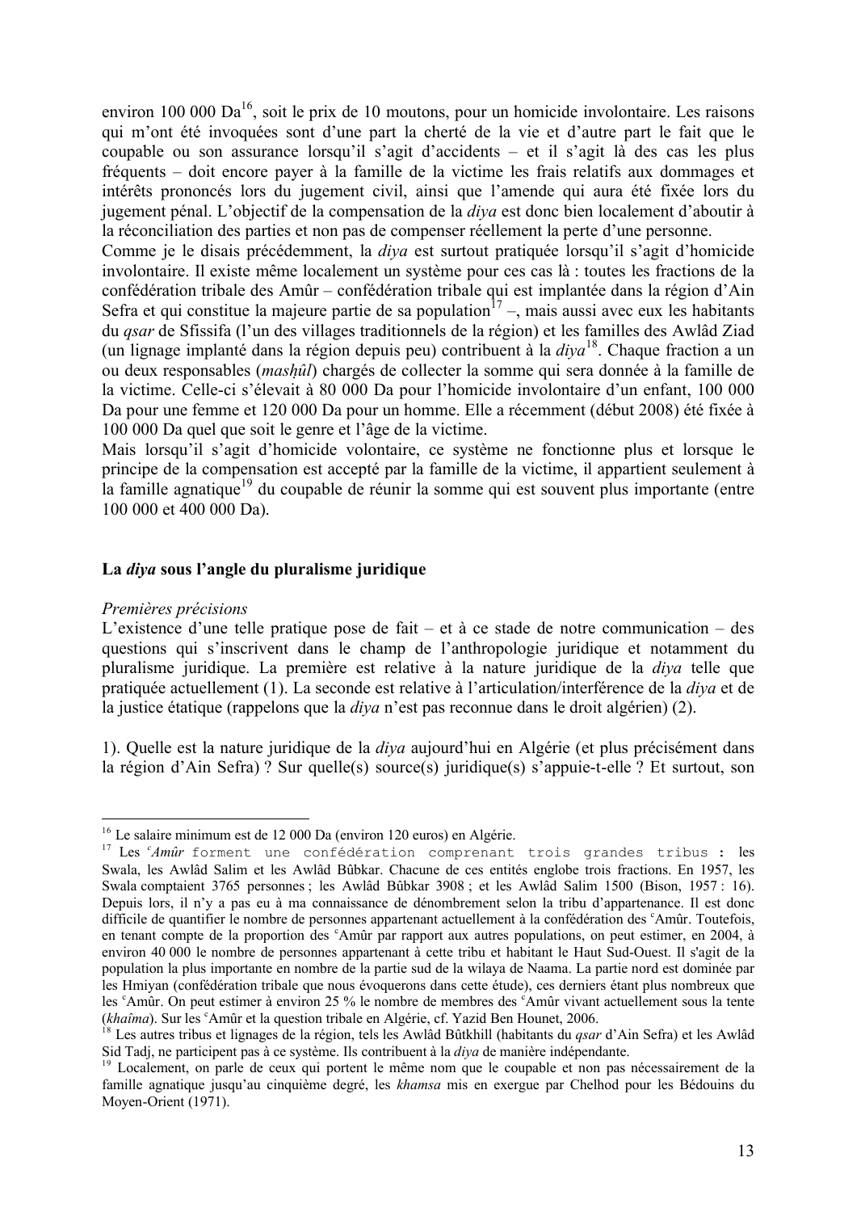environ 100 000 Da[16], soit le prix de 10 moutons, pour un homicide involontaire. Les raisons qui m'ont été invoquées sont d'une part la cherté de la vie et d'autre part le fait que le coupable ou son assurance lorsqu'il s'agit d'accidents – et il s'agit là des cas les plus fréquents – doit encore payer à la famille de la victime les frais relatifs aux dommages et intérêts prononcés lors du jugement civil, ainsi que l'amende qui aura été fixée lors du jugement pénal. L'objectif de la compensation de la *diya* est donc bien localement d'aboutir à la réconciliation des parties et non pas de compenser réellement la perte d'une personne.
Comme je le disais précédemment, la *diya* est surtout pratiquée lorsqu'il s'agit d'homicide involontaire. Il existe même localement un système pour ces cas là : toutes les fractions de la confédération tribale des Amûr – confédération tribale qui est implantée dans la région d'Ain Sefra et qui constitue la majeure partie de sa population[17] –, mais aussi avec eux les habitants du *qsar* de Sfissifa (l'un des villages traditionnels de la région) et les familles des Awlâd Ziad (un lignage implanté dans la région depuis peu) contribuent à la *diya*[18]. Chaque fraction a un ou deux responsables (*mashûl*) chargés de collecter la somme qui sera donnée à la famille de la victime. Celle-ci s'élevait à 80 000 Da pour l'homicide involontaire d'un enfant, 100 000 Da pour une femme et 120 000 Da pour un homme. Elle a récemment (début 2008) été fixée à 100 000 Da quel que soit le genre et l'âge de la victime.
Mais lorsqu'il s'agit d'homicide volontaire, ce système ne fonctionne plus et lorsque le principe de la compensation est accepté par la famille de la victime, il appartient seulement à la famille agnatique[19] du coupable de réunir la somme qui est souvent plus importante (entre 100 000 et 400 000 Da).

## La *diya* sous l'angle du pluralisme juridique

*Premières précisions*
L'existence d'une telle pratique pose de fait – et à ce stade de notre communication – des questions qui s'inscrivent dans le champ de l'anthropologie juridique et notamment du pluralisme juridique. La première est relative à la nature juridique de la *diya* telle que pratiquée actuellement (1). La seconde est relative à l'articulation/interférence de la *diya* et de la justice étatique (rappelons que la *diya* n'est pas reconnue dans le droit algérien) (2).

1). Quelle est la nature juridique de la *diya* aujourd'hui en Algérie (et plus précisément dans la région d'Ain Sefra) ? Sur quelle(s) source(s) juridique(s) s'appuie-t-elle ? Et surtout, son

---

[16] Le salaire minimum est de 12 000 Da (environ 120 euros) en Algérie.

[17] Les *ᶜAmûr* forment une confédération comprenant trois grandes tribus : les Swala, les Awlâd Salim et les Awlâd Bûbkar. Chacune de ces entités englobe trois fractions. En 1957, les Swala comptaient 3765 personnes ; les Awlâd Bûbkar 3908 ; et les Awlâd Salim 1500 (Bison, 1957 : 16). Depuis lors, il n'y a pas eu à ma connaissance de dénombrement selon la tribu d'appartenance. Il est donc difficile de quantifier le nombre de personnes appartenant actuellement à la confédération des ᶜAmûr. Toutefois, en tenant compte de la proportion des ᶜAmûr par rapport aux autres populations, on peut estimer, en 2004, à environ 40 000 le nombre de personnes appartenant à cette tribu et habitant le Haut Sud-Ouest. Il s'agit de la population la plus importante en nombre de la partie sud de la wilaya de Naama. La partie nord est dominée par les Hmiyan (confédération tribale que nous évoquerons dans cette étude), ces derniers étant plus nombreux que les ᶜAmûr. On peut estimer à environ 25 % le nombre de membres des ᶜAmûr vivant actuellement sous la tente (*khaîma*). Sur les ᶜAmûr et la question tribale en Algérie, cf. Yazid Ben Hounet, 2006.

[18] Les autres tribus et lignages de la région, tels les Awlâd Bûtkhill (habitants du *qsar* d'Ain Sefra) et les Awlâd Sid Tadj, ne participent pas à ce système. Ils contribuent à la *diya* de manière indépendante.

[19] Localement, on parle de ceux qui portent le même nom que le coupable et non pas nécessairement de la famille agnatique jusqu'au cinquième degré, les *khamsa* mis en exergue par Chelhod pour les Bédouins du Moyen-Orient (1971).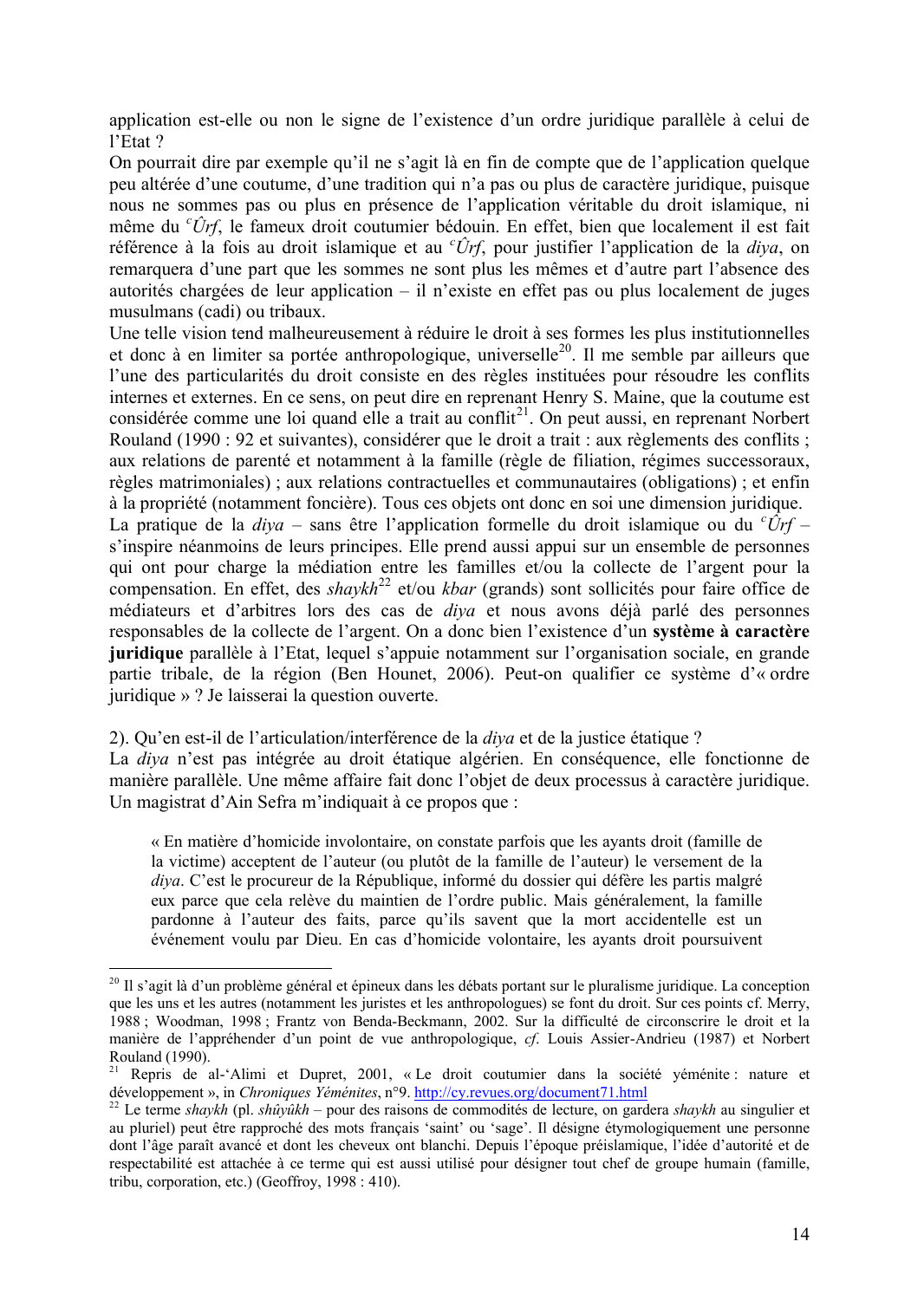application est-elle ou non le signe de l'existence d'un ordre juridique parallèle à celui de l'Etat ?

On pourrait dire par exemple qu'il ne s'agit là en fin de compte que de l'application quelque peu altérée d'une coutume, d'une tradition qui n'a pas ou plus de caractère juridique, puisque nous ne sommes pas ou plus en présence de l'application véritable du droit islamique, ni même du *ᶜÛrf*, le fameux droit coutumier bédouin. En effet, bien que localement il est fait référence à la fois au droit islamique et au *ᶜÛrf*, pour justifier l'application de la *diya*, on remarquera d'une part que les sommes ne sont plus les mêmes et d'autre part l'absence des autorités chargées de leur application – il n'existe en effet pas ou plus localement de juges musulmans (cadi) ou tribaux.

Une telle vision tend malheureusement à réduire le droit à ses formes les plus institutionnelles et donc à en limiter sa portée anthropologique, universelle[20]. Il me semble par ailleurs que l'une des particularités du droit consiste en des règles instituées pour résoudre les conflits internes et externes. En ce sens, on peut dire en reprenant Henry S. Maine, que la coutume est considérée comme une loi quand elle a trait au conflit[21]. On peut aussi, en reprenant Norbert Rouland (1990 : 92 et suivantes), considérer que le droit a trait : aux règlements des conflits ; aux relations de parenté et notamment à la famille (règle de filiation, régimes successoraux, règles matrimoniales) ; aux relations contractuelles et communautaires (obligations) ; et enfin à la propriété (notamment foncière). Tous ces objets ont donc en soi une dimension juridique.

La pratique de la *diya* – sans être l'application formelle du droit islamique ou du *ᶜÛrf* – s'inspire néanmoins de leurs principes. Elle prend aussi appui sur un ensemble de personnes qui ont pour charge la médiation entre les familles et/ou la collecte de l'argent pour la compensation. En effet, des *shaykh*[22] et/ou *kbar* (grands) sont sollicités pour faire office de médiateurs et d'arbitres lors des cas de *diya* et nous avons déjà parlé des personnes responsables de la collecte de l'argent. On a donc bien l'existence d'un **système à caractère juridique** parallèle à l'Etat, lequel s'appuie notamment sur l'organisation sociale, en grande partie tribale, de la région (Ben Hounet, 2006). Peut-on qualifier ce système d'« ordre juridique » ? Je laisserai la question ouverte.

2). Qu'en est-il de l'articulation/interférence de la *diya* et de la justice étatique ?

La *diya* n'est pas intégrée au droit étatique algérien. En conséquence, elle fonctionne de manière parallèle. Une même affaire fait donc l'objet de deux processus à caractère juridique. Un magistrat d'Ain Sefra m'indiquait à ce propos que :

> « En matière d'homicide involontaire, on constate parfois que les ayants droit (famille de la victime) acceptent de l'auteur (ou plutôt de la famille de l'auteur) le versement de la *diya*. C'est le procureur de la République, informé du dossier qui défère les partis malgré eux parce que cela relève du maintien de l'ordre public. Mais généralement, la famille pardonne à l'auteur des faits, parce qu'ils savent que la mort accidentelle est un événement voulu par Dieu. En cas d'homicide volontaire, les ayants droit poursuivent

---

[20] Il s'agit là d'un problème général et épineux dans les débats portant sur le pluralisme juridique. La conception que les uns et les autres (notamment les juristes et les anthropologues) se font du droit. Sur ces points cf. Merry, 1988 ; Woodman, 1998 ; Frantz von Benda-Beckmann, 2002. Sur la difficulté de circonscrire le droit et la manière de l'appréhender d'un point de vue anthropologique, *cf.* Louis Assier-Andrieu (1987) et Norbert Rouland (1990).

[21] Repris de al-'Alimi et Dupret, 2001, « Le droit coutumier dans la société yéménite : nature et développement », in *Chroniques Yéménites*, n°9. http://cy.revues.org/document71.html

[22] Le terme *shaykh* (pl. *shûyûkh* – pour des raisons de commodités de lecture, on gardera *shaykh* au singulier et au pluriel) peut être rapproché des mots français 'saint' ou 'sage'. Il désigne étymologiquement une personne dont l'âge paraît avancé et dont les cheveux ont blanchi. Depuis l'époque préislamique, l'idée d'autorité et de respectabilité est attachée à ce terme qui est aussi utilisé pour désigner tout chef de groupe humain (famille, tribu, corporation, etc.) (Geoffroy, 1998 : 410).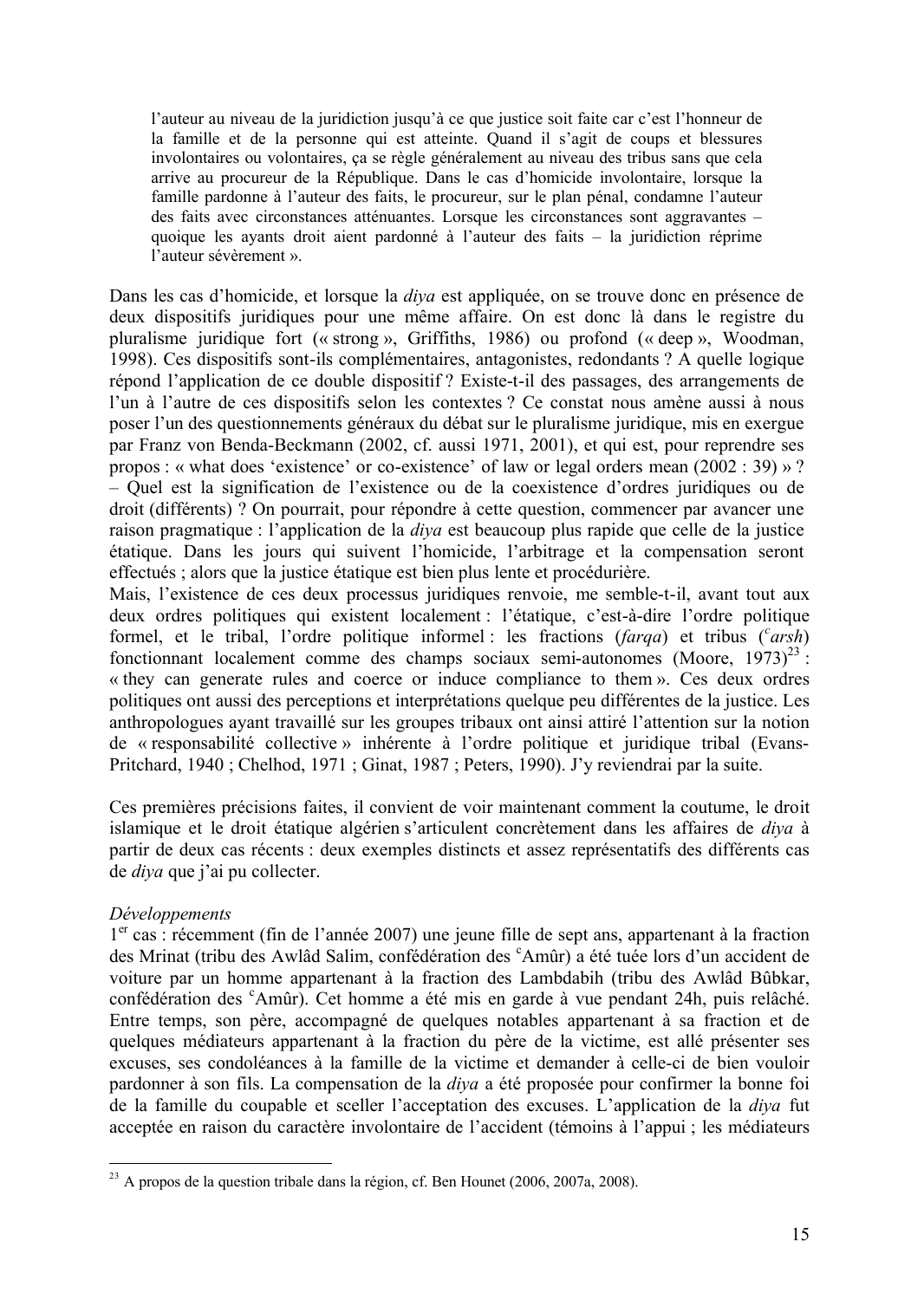> l'auteur au niveau de la juridiction jusqu'à ce que justice soit faite car c'est l'honneur de la famille et de la personne qui est atteinte. Quand il s'agit de coups et blessures involontaires ou volontaires, ça se règle généralement au niveau des tribus sans que cela arrive au procureur de la République. Dans le cas d'homicide involontaire, lorsque la famille pardonne à l'auteur des faits, le procureur, sur le plan pénal, condamne l'auteur des faits avec circonstances atténuantes. Lorsque les circonstances sont aggravantes – quoique les ayants droit aient pardonné à l'auteur des faits – la juridiction réprime l'auteur sévèrement ».

Dans les cas d'homicide, et lorsque la *diya* est appliquée, on se trouve donc en présence de deux dispositifs juridiques pour une même affaire. On est donc là dans le registre du pluralisme juridique fort (« strong », Griffiths, 1986) ou profond (« deep », Woodman, 1998). Ces dispositifs sont-ils complémentaires, antagonistes, redondants ? A quelle logique répond l'application de ce double dispositif ? Existe-t-il des passages, des arrangements de l'un à l'autre de ces dispositifs selon les contextes ? Ce constat nous amène aussi à nous poser l'un des questionnements généraux du débat sur le pluralisme juridique, mis en exergue par Franz von Benda-Beckmann (2002, cf. aussi 1971, 2001), et qui est, pour reprendre ses propos : « what does 'existence' or co-existence' of law or legal orders mean (2002 : 39) » ? – Quel est la signification de l'existence ou de la coexistence d'ordres juridiques ou de droit (différents) ? On pourrait, pour répondre à cette question, commencer par avancer une raison pragmatique : l'application de la *diya* est beaucoup plus rapide que celle de la justice étatique. Dans les jours qui suivent l'homicide, l'arbitrage et la compensation seront effectués ; alors que la justice étatique est bien plus lente et procédurière.

Mais, l'existence de ces deux processus juridiques renvoie, me semble-t-il, avant tout aux deux ordres politiques qui existent localement : l'étatique, c'est-à-dire l'ordre politique formel, et le tribal, l'ordre politique informel : les fractions (*farqa*) et tribus (*ᶜarsh*) fonctionnant localement comme des champs sociaux semi-autonomes (Moore, 1973)[23] : « they can generate rules and coerce or induce compliance to them ». Ces deux ordres politiques ont aussi des perceptions et interprétations quelque peu différentes de la justice. Les anthropologues ayant travaillé sur les groupes tribaux ont ainsi attiré l'attention sur la notion de « responsabilité collective » inhérente à l'ordre politique et juridique tribal (Evans-Pritchard, 1940 ; Chelhod, 1971 ; Ginat, 1987 ; Peters, 1990). J'y reviendrai par la suite.

Ces premières précisions faites, il convient de voir maintenant comment la coutume, le droit islamique et le droit étatique algérien s'articulent concrètement dans les affaires de *diya* à partir de deux cas récents : deux exemples distincts et assez représentatifs des différents cas de *diya* que j'ai pu collecter.

*Développements*

1[er] cas : récemment (fin de l'année 2007) une jeune fille de sept ans, appartenant à la fraction des Mrinat (tribu des Awlâd Salim, confédération des ᶜAmûr) a été tuée lors d'un accident de voiture par un homme appartenant à la fraction des Lambdabih (tribu des Awlâd Bûbkar, confédération des ᶜAmûr). Cet homme a été mis en garde à vue pendant 24h, puis relâché. Entre temps, son père, accompagné de quelques notables appartenant à sa fraction et de quelques médiateurs appartenant à la fraction du père de la victime, est allé présenter ses excuses, ses condoléances à la famille de la victime et demander à celle-ci de bien vouloir pardonner à son fils. La compensation de la *diya* a été proposée pour confirmer la bonne foi de la famille du coupable et sceller l'acceptation des excuses. L'application de la *diya* fut acceptée en raison du caractère involontaire de l'accident (témoins à l'appui ; les médiateurs

---

[23] A propos de la question tribale dans la région, cf. Ben Hounet (2006, 2007a, 2008).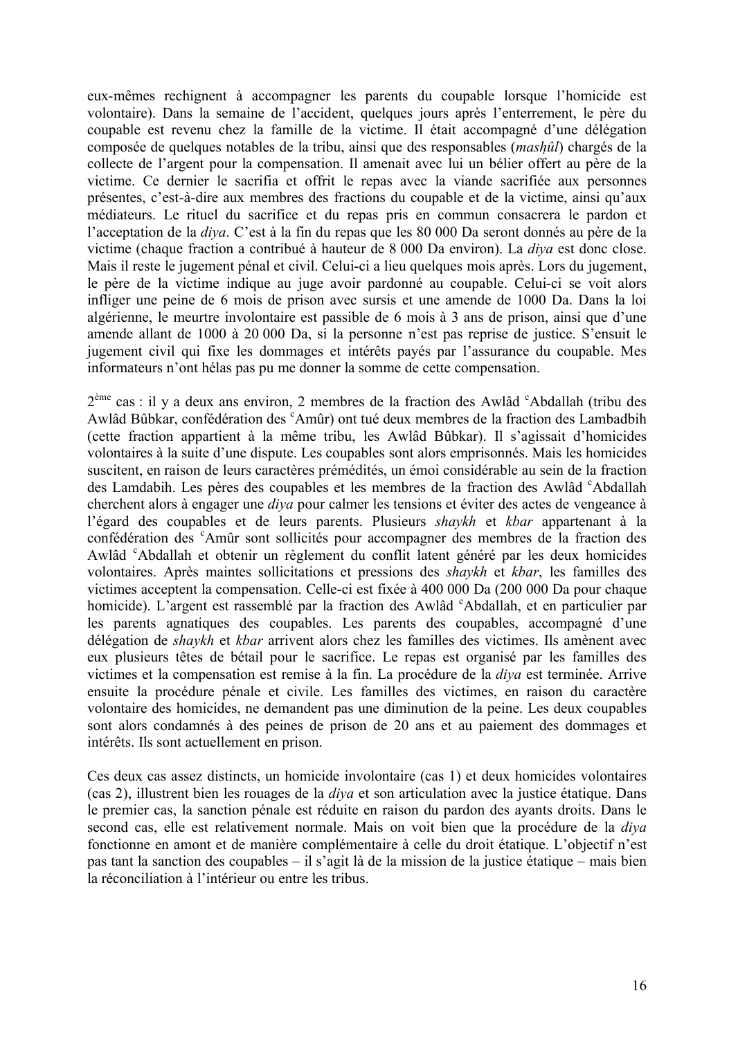eux-mêmes rechignent à accompagner les parents du coupable lorsque l'homicide est volontaire). Dans la semaine de l'accident, quelques jours après l'enterrement, le père du coupable est revenu chez la famille de la victime. Il était accompagné d'une délégation composée de quelques notables de la tribu, ainsi que des responsables (*masḥûl*) chargés de la collecte de l'argent pour la compensation. Il amenait avec lui un bélier offert au père de la victime. Ce dernier le sacrifia et offrit le repas avec la viande sacrifiée aux personnes présentes, c'est-à-dire aux membres des fractions du coupable et de la victime, ainsi qu'aux médiateurs. Le rituel du sacrifice et du repas pris en commun consacrera le pardon et l'acceptation de la *diya*. C'est à la fin du repas que les 80 000 Da seront donnés au père de la victime (chaque fraction a contribué à hauteur de 8 000 Da environ). La *diya* est donc close. Mais il reste le jugement pénal et civil. Celui-ci a lieu quelques mois après. Lors du jugement, le père de la victime indique au juge avoir pardonné au coupable. Celui-ci se voit alors infliger une peine de 6 mois de prison avec sursis et une amende de 1000 Da. Dans la loi algérienne, le meurtre involontaire est passible de 6 mois à 3 ans de prison, ainsi que d'une amende allant de 1000 à 20 000 Da, si la personne n'est pas reprise de justice. S'ensuit le jugement civil qui fixe les dommages et intérêts payés par l'assurance du coupable. Mes informateurs n'ont hélas pas pu me donner la somme de cette compensation.

2ème cas : il y a deux ans environ, 2 membres de la fraction des Awlâd ᶜAbdallah (tribu des Awlâd Bûbkar, confédération des ᶜAmûr) ont tué deux membres de la fraction des Lambadbih (cette fraction appartient à la même tribu, les Awlâd Bûbkar). Il s'agissait d'homicides volontaires à la suite d'une dispute. Les coupables sont alors emprisonnés. Mais les homicides suscitent, en raison de leurs caractères prémédités, un émoi considérable au sein de la fraction des Lamdabih. Les pères des coupables et les membres de la fraction des Awlâd ᶜAbdallah cherchent alors à engager une *diya* pour calmer les tensions et éviter des actes de vengeance à l'égard des coupables et de leurs parents. Plusieurs *shaykh* et *kbar* appartenant à la confédération des ᶜAmûr sont sollicités pour accompagner des membres de la fraction des Awlâd ᶜAbdallah et obtenir un règlement du conflit latent généré par les deux homicides volontaires. Après maintes sollicitations et pressions des *shaykh* et *kbar*, les familles des victimes acceptent la compensation. Celle-ci est fixée à 400 000 Da (200 000 Da pour chaque homicide). L'argent est rassemblé par la fraction des Awlâd ᶜAbdallah, et en particulier par les parents agnatiques des coupables. Les parents des coupables, accompagné d'une délégation de *shaykh* et *kbar* arrivent alors chez les familles des victimes. Ils amènent avec eux plusieurs têtes de bétail pour le sacrifice. Le repas est organisé par les familles des victimes et la compensation est remise à la fin. La procédure de la *diya* est terminée. Arrive ensuite la procédure pénale et civile. Les familles des victimes, en raison du caractère volontaire des homicides, ne demandent pas une diminution de la peine. Les deux coupables sont alors condamnés à des peines de prison de 20 ans et au paiement des dommages et intérêts. Ils sont actuellement en prison.

Ces deux cas assez distincts, un homicide involontaire (cas 1) et deux homicides volontaires (cas 2), illustrent bien les rouages de la *diya* et son articulation avec la justice étatique. Dans le premier cas, la sanction pénale est réduite en raison du pardon des ayants droits. Dans le second cas, elle est relativement normale. Mais on voit bien que la procédure de la *diya* fonctionne en amont et de manière complémentaire à celle du droit étatique. L'objectif n'est pas tant la sanction des coupables – il s'agit là de la mission de la justice étatique – mais bien la réconciliation à l'intérieur ou entre les tribus.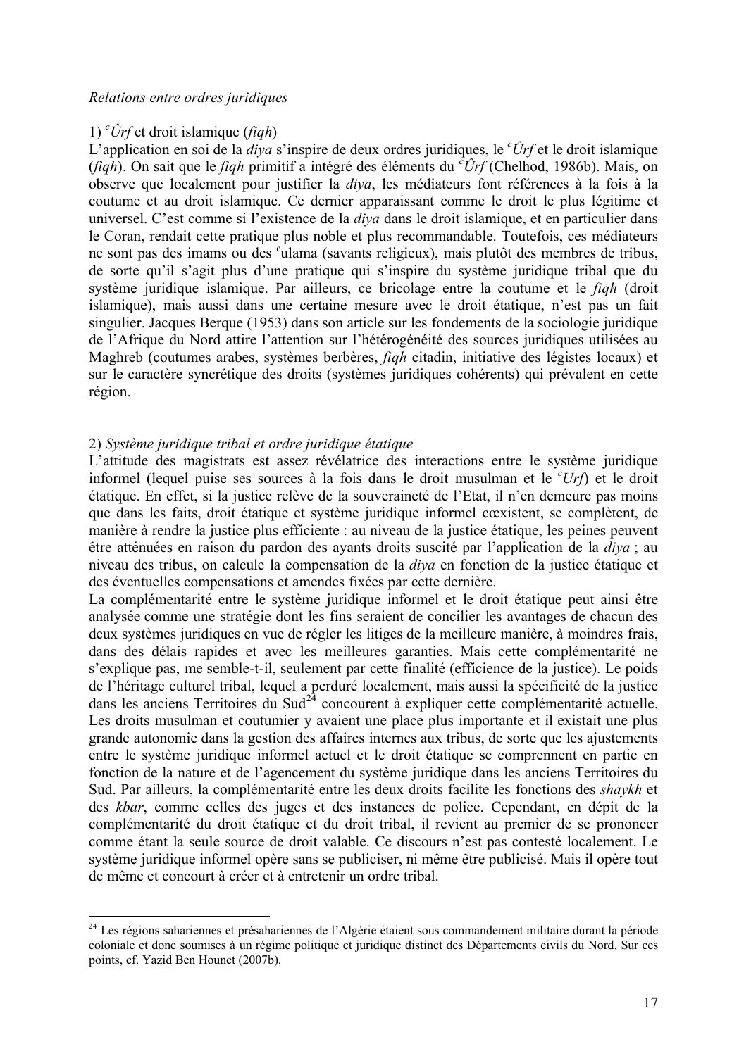*Relations entre ordres juridiques*

1) *ᶜÛrf* et droit islamique (*fiqh*)

L'application en soi de la *diya* s'inspire de deux ordres juridiques, le *ᶜÛrf* et le droit islamique (*fiqh*). On sait que le *fiqh* primitif a intégré des éléments du *ᶜÛrf* (Chelhod, 1986b). Mais, on observe que localement pour justifier la *diya*, les médiateurs font références à la fois à la coutume et au droit islamique. Ce dernier apparaissant comme le droit le plus légitime et universel. C'est comme si l'existence de la *diya* dans le droit islamique, et en particulier dans le Coran, rendait cette pratique plus noble et plus recommandable. Toutefois, ces médiateurs ne sont pas des imams ou des ᶜulama (savants religieux), mais plutôt des membres de tribus, de sorte qu'il s'agit plus d'une pratique qui s'inspire du système juridique tribal que du système juridique islamique. Par ailleurs, ce bricolage entre la coutume et le *fiqh* (droit islamique), mais aussi dans une certaine mesure avec le droit étatique, n'est pas un fait singulier. Jacques Berque (1953) dans son article sur les fondements de la sociologie juridique de l'Afrique du Nord attire l'attention sur l'hétérogénéité des sources juridiques utilisées au Maghreb (coutumes arabes, systèmes berbères, *fiqh* citadin, initiative des légistes locaux) et sur le caractère syncrétique des droits (systèmes juridiques cohérents) qui prévalent en cette région.

2) *Système juridique tribal et ordre juridique étatique*

L'attitude des magistrats est assez révélatrice des interactions entre le système juridique informel (lequel puise ses sources à la fois dans le droit musulman et le *ᶜUrf*) et le droit étatique. En effet, si la justice relève de la souveraineté de l'Etat, il n'en demeure pas moins que dans les faits, droit étatique et système juridique informel cœxistent, se complètent, de manière à rendre la justice plus efficiente : au niveau de la justice étatique, les peines peuvent être atténuées en raison du pardon des ayants droits suscité par l'application de la *diya* ; au niveau des tribus, on calcule la compensation de la *diya* en fonction de la justice étatique et des éventuelles compensations et amendes fixées par cette dernière.

La complémentarité entre le système juridique informel et le droit étatique peut ainsi être analysée comme une stratégie dont les fins seraient de concilier les avantages de chacun des deux systèmes juridiques en vue de régler les litiges de la meilleure manière, à moindres frais, dans des délais rapides et avec les meilleures garanties. Mais cette complémentarité ne s'explique pas, me semble-t-il, seulement par cette finalité (efficience de la justice). Le poids de l'héritage culturel tribal, lequel a perduré localement, mais aussi la spécificité de la justice dans les anciens Territoires du Sud[24] concourent à expliquer cette complémentarité actuelle. Les droits musulman et coutumier y avaient une place plus importante et il existait une plus grande autonomie dans la gestion des affaires internes aux tribus, de sorte que les ajustements entre le système juridique informel actuel et le droit étatique se comprennent en partie en fonction de la nature et de l'agencement du système juridique dans les anciens Territoires du Sud. Par ailleurs, la complémentarité entre les deux droits facilite les fonctions des *shaykh* et des *kbar*, comme celles des juges et des instances de police. Cependant, en dépit de la complémentarité du droit étatique et du droit tribal, il revient au premier de se prononcer comme étant la seule source de droit valable. Ce discours n'est pas contesté localement. Le système juridique informel opère sans se publiciser, ni même être publicisé. Mais il opère tout de même et concourt à créer et à entretenir un ordre tribal.

---

[24] Les régions sahariennes et présahariennes de l'Algérie étaient sous commandement militaire durant la période coloniale et donc soumises à un régime politique et juridique distinct des Départements civils du Nord. Sur ces points, cf. Yazid Ben Hounet (2007b).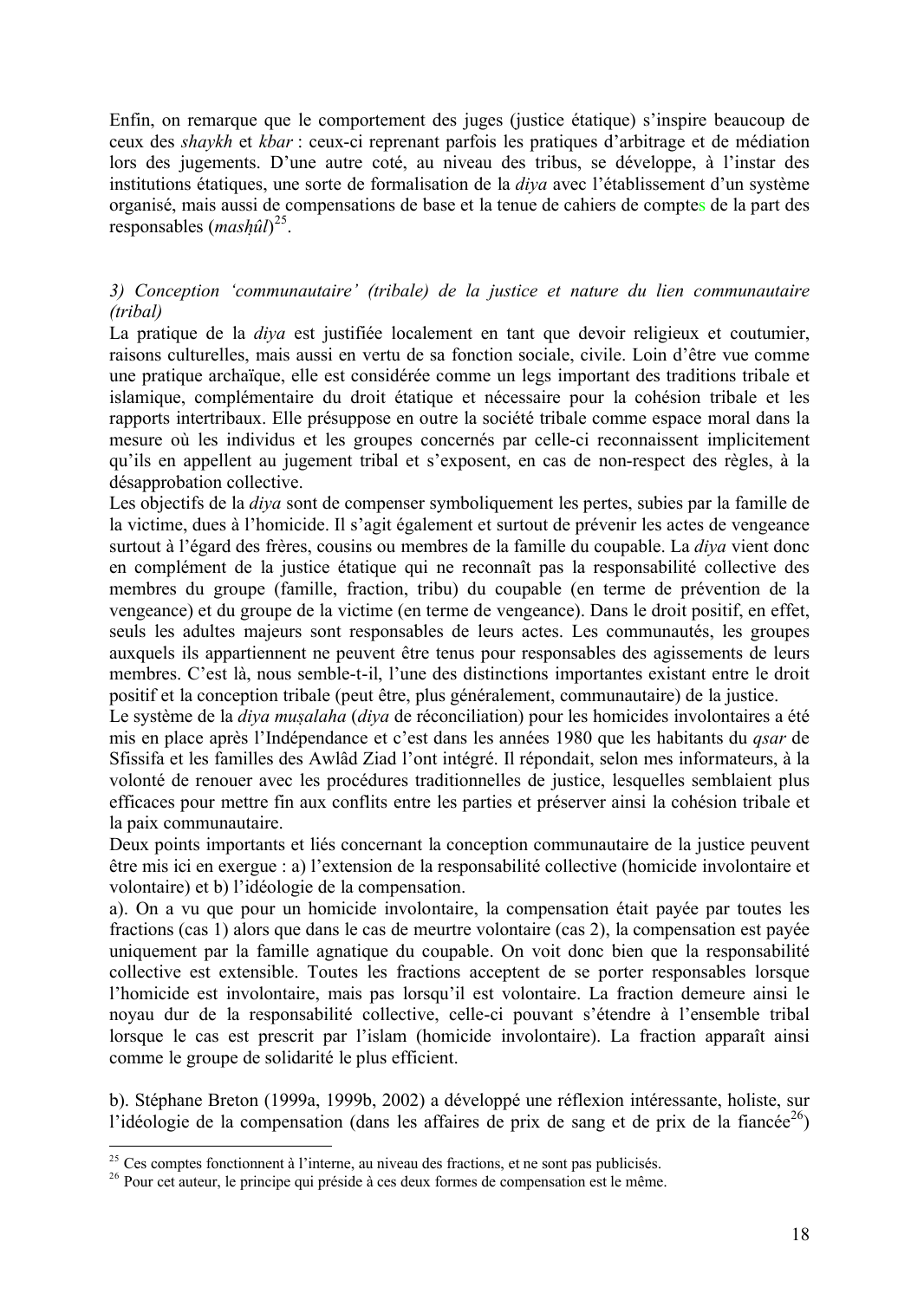Enfin, on remarque que le comportement des juges (justice étatique) s'inspire beaucoup de ceux des *shaykh* et *kbar* : ceux-ci reprenant parfois les pratiques d'arbitrage et de médiation lors des jugements. D'une autre coté, au niveau des tribus, se développe, à l'instar des institutions étatiques, une sorte de formalisation de la *diya* avec l'établissement d'un système organisé, mais aussi de compensations de base et la tenue de cahiers de comptes de la part des responsables (*masḥûl*)[25].

*3) Conception 'communautaire' (tribale) de la justice et nature du lien communautaire (tribal)*

La pratique de la *diya* est justifiée localement en tant que devoir religieux et coutumier, raisons culturelles, mais aussi en vertu de sa fonction sociale, civile. Loin d'être vue comme une pratique archaïque, elle est considérée comme un legs important des traditions tribale et islamique, complémentaire du droit étatique et nécessaire pour la cohésion tribale et les rapports intertribaux. Elle présuppose en outre la société tribale comme espace moral dans la mesure où les individus et les groupes concernés par celle-ci reconnaissent implicitement qu'ils en appellent au jugement tribal et s'exposent, en cas de non-respect des règles, à la désapprobation collective.

Les objectifs de la *diya* sont de compenser symboliquement les pertes, subies par la famille de la victime, dues à l'homicide. Il s'agit également et surtout de prévenir les actes de vengeance surtout à l'égard des frères, cousins ou membres de la famille du coupable. La *diya* vient donc en complément de la justice étatique qui ne reconnaît pas la responsabilité collective des membres du groupe (famille, fraction, tribu) du coupable (en terme de prévention de la vengeance) et du groupe de la victime (en terme de vengeance). Dans le droit positif, en effet, seuls les adultes majeurs sont responsables de leurs actes. Les communautés, les groupes auxquels ils appartiennent ne peuvent être tenus pour responsables des agissements de leurs membres. C'est là, nous semble-t-il, l'une des distinctions importantes existant entre le droit positif et la conception tribale (peut être, plus généralement, communautaire) de la justice.

Le système de la *diya muṣalaha* (*diya* de réconciliation) pour les homicides involontaires a été mis en place après l'Indépendance et c'est dans les années 1980 que les habitants du *qsar* de Sfissifa et les familles des Awlâd Ziad l'ont intégré. Il répondait, selon mes informateurs, à la volonté de renouer avec les procédures traditionnelles de justice, lesquelles semblaient plus efficaces pour mettre fin aux conflits entre les parties et préserver ainsi la cohésion tribale et la paix communautaire.

Deux points importants et liés concernant la conception communautaire de la justice peuvent être mis ici en exergue : a) l'extension de la responsabilité collective (homicide involontaire et volontaire) et b) l'idéologie de la compensation.

a). On a vu que pour un homicide involontaire, la compensation était payée par toutes les fractions (cas 1) alors que dans le cas de meurtre volontaire (cas 2), la compensation est payée uniquement par la famille agnatique du coupable. On voit donc bien que la responsabilité collective est extensible. Toutes les fractions acceptent de se porter responsables lorsque l'homicide est involontaire, mais pas lorsqu'il est volontaire. La fraction demeure ainsi le noyau dur de la responsabilité collective, celle-ci pouvant s'étendre à l'ensemble tribal lorsque le cas est prescrit par l'islam (homicide involontaire). La fraction apparaît ainsi comme le groupe de solidarité le plus efficient.

b). Stéphane Breton (1999a, 1999b, 2002) a développé une réflexion intéressante, holiste, sur l'idéologie de la compensation (dans les affaires de prix de sang et de prix de la fiancée[26])

[25] Ces comptes fonctionnent à l'interne, au niveau des fractions, et ne sont pas publicisés.

[26] Pour cet auteur, le principe qui préside à ces deux formes de compensation est le même.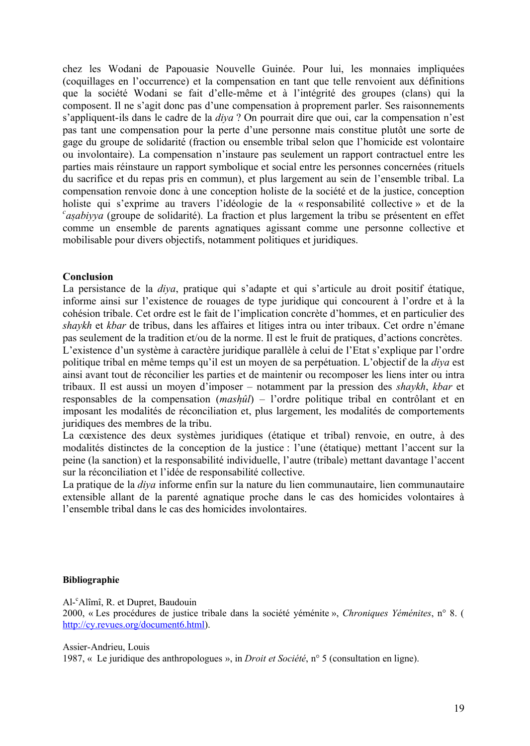chez les Wodani de Papouasie Nouvelle Guinée. Pour lui, les monnaies impliquées (coquillages en l'occurrence) et la compensation en tant que telle renvoient aux définitions que la société Wodani se fait d'elle-même et à l'intégrité des groupes (clans) qui la composent. Il ne s'agit donc pas d'une compensation à proprement parler. Ses raisonnements s'appliquent-ils dans le cadre de la *diya* ? On pourrait dire que oui, car la compensation n'est pas tant une compensation pour la perte d'une personne mais constitue plutôt une sorte de gage du groupe de solidarité (fraction ou ensemble tribal selon que l'homicide est volontaire ou involontaire). La compensation n'instaure pas seulement un rapport contractuel entre les parties mais réinstaure un rapport symbolique et social entre les personnes concernées (rituels du sacrifice et du repas pris en commun), et plus largement au sein de l'ensemble tribal. La compensation renvoie donc à une conception holiste de la société et de la justice, conception holiste qui s'exprime au travers l'idéologie de la « responsabilité collective » et de la *ᶜaṣabiyya* (groupe de solidarité). La fraction et plus largement la tribu se présentent en effet comme un ensemble de parents agnatiques agissant comme une personne collective et mobilisable pour divers objectifs, notamment politiques et juridiques.

**Conclusion**

La persistance de la *diya*, pratique qui s'adapte et qui s'articule au droit positif étatique, informe ainsi sur l'existence de rouages de type juridique qui concourent à l'ordre et à la cohésion tribale. Cet ordre est le fait de l'implication concrète d'hommes, et en particulier des *shaykh* et *kbar* de tribus, dans les affaires et litiges intra ou inter tribaux. Cet ordre n'émane pas seulement de la tradition et/ou de la norme. Il est le fruit de pratiques, d'actions concrètes.
L'existence d'un système à caractère juridique parallèle à celui de l'Etat s'explique par l'ordre politique tribal en même temps qu'il est un moyen de sa perpétuation. L'objectif de la *diya* est ainsi avant tout de réconcilier les parties et de maintenir ou recomposer les liens inter ou intra tribaux. Il est aussi un moyen d'imposer – notamment par la pression des *shaykh*, *kbar* et responsables de la compensation (*masḥûl*) – l'ordre politique tribal en contrôlant et en imposant les modalités de réconciliation et, plus largement, les modalités de comportements juridiques des membres de la tribu.
La cœxistence des deux systèmes juridiques (étatique et tribal) renvoie, en outre, à des modalités distinctes de la conception de la justice : l'une (étatique) mettant l'accent sur la peine (la sanction) et la responsabilité individuelle, l'autre (tribale) mettant davantage l'accent sur la réconciliation et l'idée de responsabilité collective.
La pratique de la *diya* informe enfin sur la nature du lien communautaire, lien communautaire extensible allant de la parenté agnatique proche dans le cas des homicides volontaires à l'ensemble tribal dans le cas des homicides involontaires.

**Bibliographie**

Al-ᶜAlîmî, R. et Dupret, Baudouin
2000, « Les procédures de justice tribale dans la société yéménite », *Chroniques Yéménites*, n° 8. (http://cy.revues.org/document6.html).

Assier-Andrieu, Louis
1987, « Le juridique des anthropologues », in *Droit et Société*, n° 5 (consultation en ligne).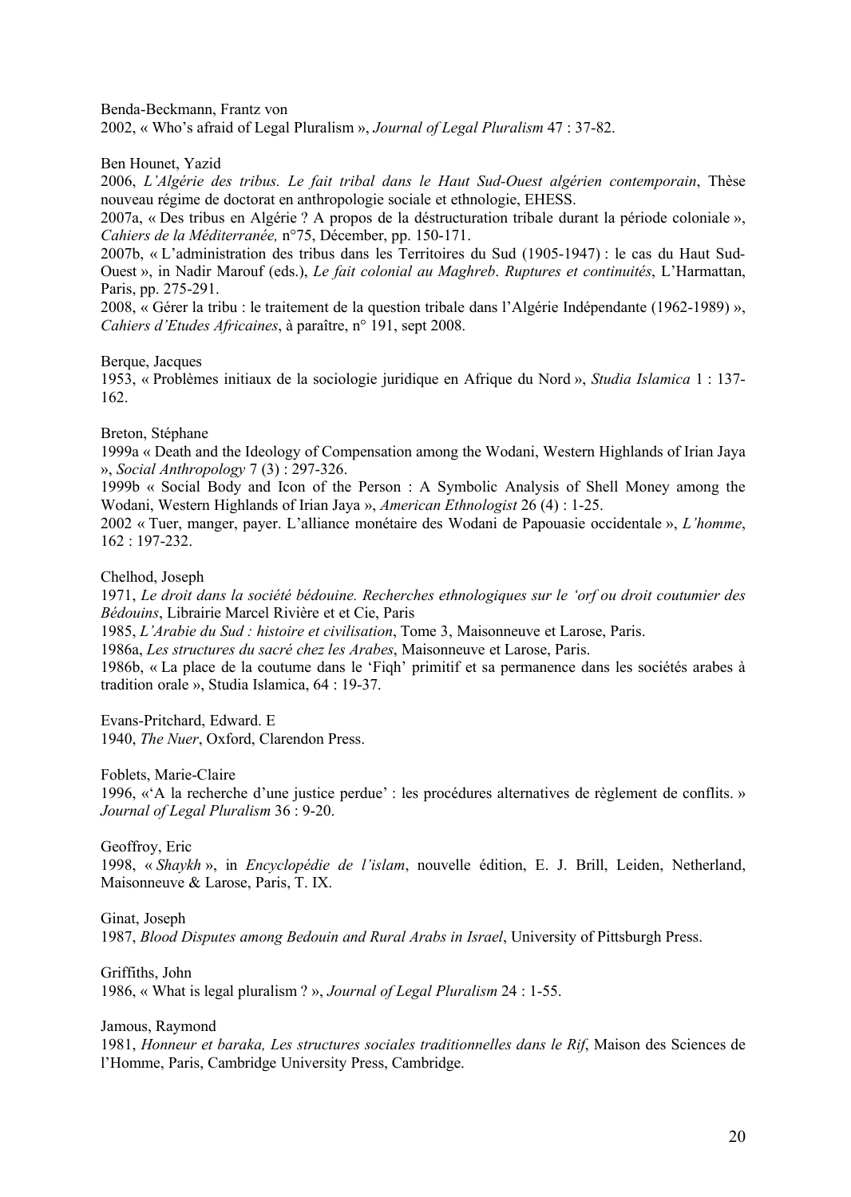Benda-Beckmann, Frantz von
2002, « Who's afraid of Legal Pluralism », *Journal of Legal Pluralism* 47 : 37-82.

Ben Hounet, Yazid
2006, *L'Algérie des tribus. Le fait tribal dans le Haut Sud-Ouest algérien contemporain*, Thèse nouveau régime de doctorat en anthropologie sociale et ethnologie, EHESS.
2007a, « Des tribus en Algérie ? A propos de la déstructuration tribale durant la période coloniale », *Cahiers de la Méditerranée,* n°75, Décember, pp. 150-171.
2007b, « L'administration des tribus dans les Territoires du Sud (1905-1947) : le cas du Haut Sud-Ouest », in Nadir Marouf (eds.), *Le fait colonial au Maghreb. Ruptures et continuités*, L'Harmattan, Paris, pp. 275-291.
2008, « Gérer la tribu : le traitement de la question tribale dans l'Algérie Indépendante (1962-1989) », *Cahiers d'Etudes Africaines*, à paraître, n° 191, sept 2008.

Berque, Jacques
1953, « Problèmes initiaux de la sociologie juridique en Afrique du Nord », *Studia Islamica* 1 : 137-162.

Breton, Stéphane
1999a « Death and the Ideology of Compensation among the Wodani, Western Highlands of Irian Jaya », *Social Anthropology* 7 (3) : 297-326.
1999b « Social Body and Icon of the Person : A Symbolic Analysis of Shell Money among the Wodani, Western Highlands of Irian Jaya », *American Ethnologist* 26 (4) : 1-25.
2002 « Tuer, manger, payer. L'alliance monétaire des Wodani de Papouasie occidentale », *L'homme*, 162 : 197-232.

Chelhod, Joseph
1971, *Le droit dans la société bédouine. Recherches ethnologiques sur le 'orf ou droit coutumier des Bédouins*, Librairie Marcel Rivière et et Cie, Paris
1985, *L'Arabie du Sud : histoire et civilisation*, Tome 3, Maisonneuve et Larose, Paris.
1986a, *Les structures du sacré chez les Arabes*, Maisonneuve et Larose, Paris.
1986b, « La place de la coutume dans le 'Fiqh' primitif et sa permanence dans les sociétés arabes à tradition orale », Studia Islamica, 64 : 19-37.

Evans-Pritchard, Edward. E
1940, *The Nuer*, Oxford, Clarendon Press.

Foblets, Marie-Claire
1996, «'A la recherche d'une justice perdue' : les procédures alternatives de règlement de conflits. » *Journal of Legal Pluralism* 36 : 9-20.

Geoffroy, Eric
1998, « *Shaykh* », in *Encyclopédie de l'islam*, nouvelle édition, E. J. Brill, Leiden, Netherland, Maisonneuve & Larose, Paris, T. IX.

Ginat, Joseph
1987, *Blood Disputes among Bedouin and Rural Arabs in Israel*, University of Pittsburgh Press.

Griffiths, John
1986, « What is legal pluralism ? », *Journal of Legal Pluralism* 24 : 1-55.

Jamous, Raymond
1981, *Honneur et baraka, Les structures sociales traditionnelles dans le Rif*, Maison des Sciences de l'Homme, Paris, Cambridge University Press, Cambridge.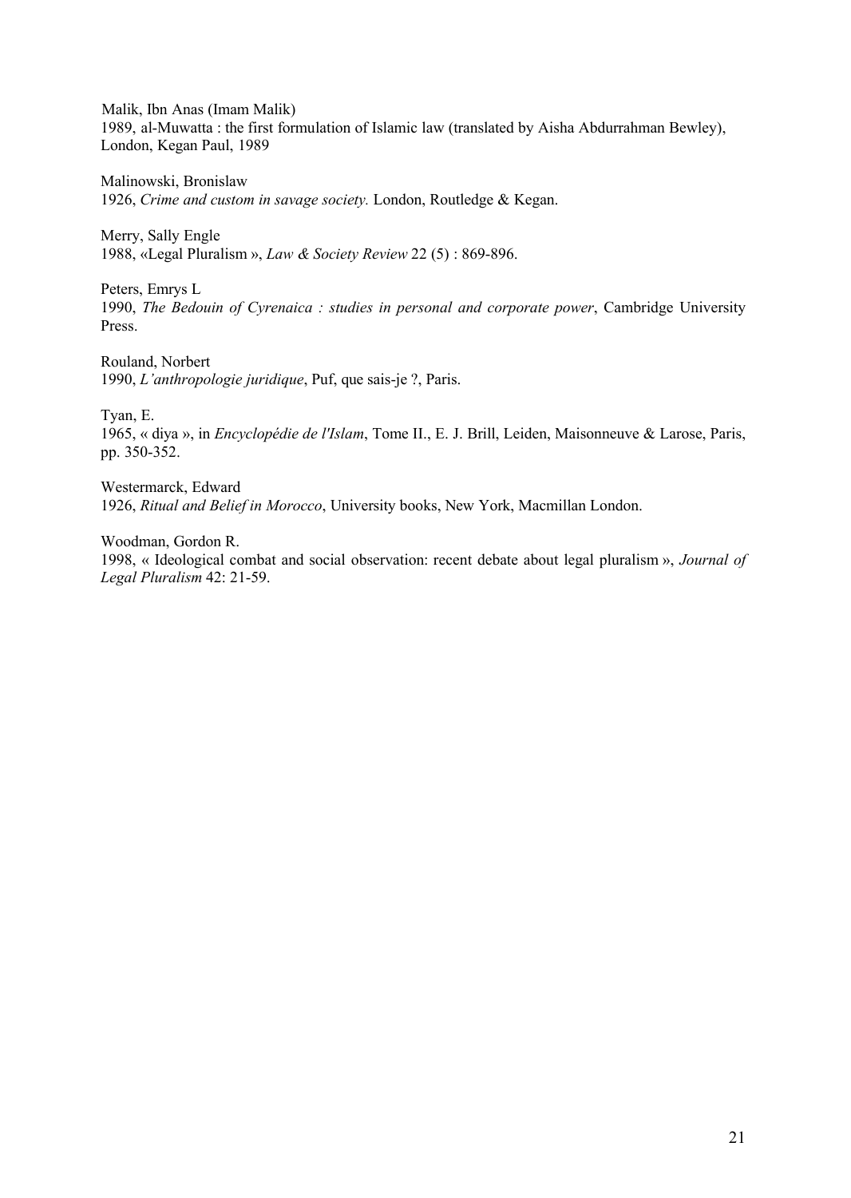Malik, Ibn Anas (Imam Malik)
1989, al-Muwatta : the first formulation of Islamic law (translated by Aisha Abdurrahman Bewley), London, Kegan Paul, 1989

Malinowski, Bronislaw
1926, *Crime and custom in savage society.* London, Routledge & Kegan.

Merry, Sally Engle
1988, «Legal Pluralism », *Law & Society Review* 22 (5) : 869-896.

Peters, Emrys L
1990, *The Bedouin of Cyrenaica : studies in personal and corporate power*, Cambridge University Press.

Rouland, Norbert
1990, *L'anthropologie juridique*, Puf, que sais-je ?, Paris.

Tyan, E.
1965, « diya », in *Encyclopédie de l'Islam*, Tome II., E. J. Brill, Leiden, Maisonneuve & Larose, Paris, pp. 350-352.

Westermarck, Edward
1926, *Ritual and Belief in Morocco*, University books, New York, Macmillan London.

Woodman, Gordon R.
1998, « Ideological combat and social observation: recent debate about legal pluralism », *Journal of Legal Pluralism* 42: 21-59.